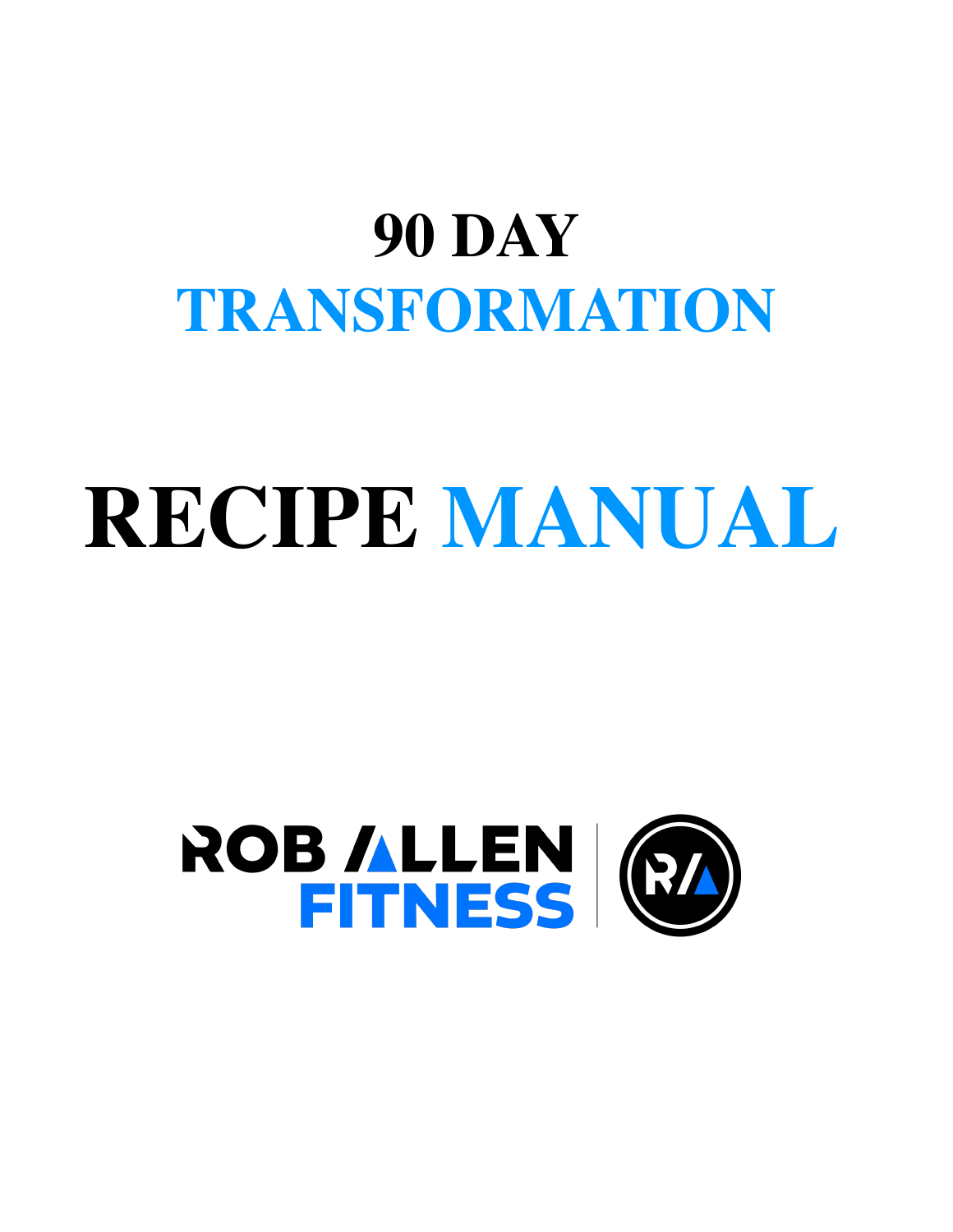# 90 DAY TRANSFORMATION

# RECIPE MANUAL

ROB ALLEN FITNESS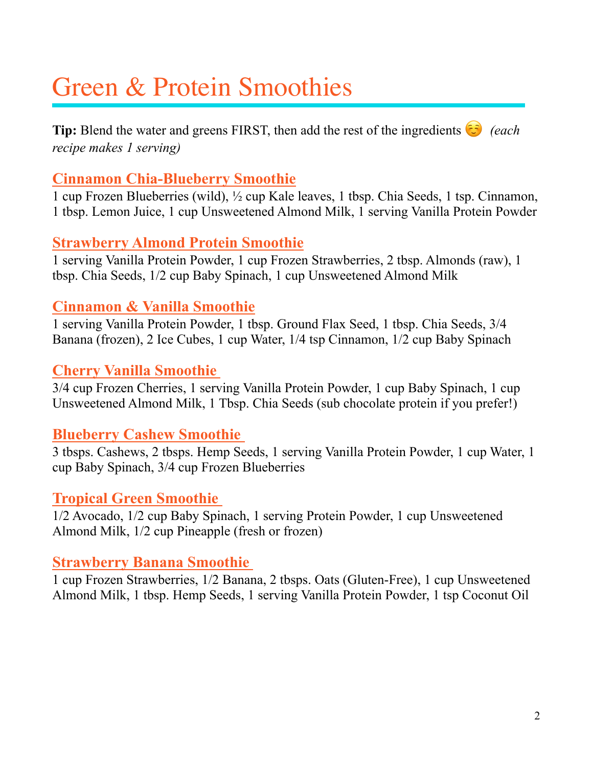# Green & Protein Smoothies

**Tip:** Blend the water and greens FIRST, then add the rest of the ingredients ☺️ *(each recipe makes 1 serving)*

## Cinnamon Chia-Blueberry Smoothie

1 cup Frozen Blueberries (wild), ½ cup Kale leaves, 1 tbsp. Chia Seeds, 1 tsp. Cinnamon, 1 tbsp. Lemon Juice, 1 cup Unsweetened Almond Milk, 1 serving Vanilla Protein Powder

## Strawberry Almond Protein Smoothie

1 serving Vanilla Protein Powder, 1 cup Frozen Strawberries, 2 tbsp. Almonds (raw), 1 tbsp. Chia Seeds, 1/2 cup Baby Spinach, 1 cup Unsweetened Almond Milk

## Cinnamon & Vanilla Smoothie

1 serving Vanilla Protein Powder, 1 tbsp. Ground Flax Seed, 1 tbsp. Chia Seeds, 3/4 Banana (frozen), 2 Ice Cubes, 1 cup Water, 1/4 tsp Cinnamon, 1/2 cup Baby Spinach

## Cherry Vanilla Smoothie

3/4 cup Frozen Cherries, 1 serving Vanilla Protein Powder, 1 cup Baby Spinach, 1 cup Unsweetened Almond Milk, 1 Tbsp. Chia Seeds (sub chocolate protein if you prefer!)

## Blueberry Cashew Smoothie

3 tbsps. Cashews, 2 tbsps. Hemp Seeds, 1 serving Vanilla Protein Powder, 1 cup Water, 1 cup Baby Spinach, 3/4 cup Frozen Blueberries

## Tropical Green Smoothie

1/2 Avocado, 1/2 cup Baby Spinach, 1 serving Protein Powder, 1 cup Unsweetened Almond Milk, 1/2 cup Pineapple (fresh or frozen)

## Strawberry Banana Smoothie

1 cup Frozen Strawberries, 1/2 Banana, 2 tbsps. Oats (Gluten-Free), 1 cup Unsweetened Almond Milk, 1 tbsp. Hemp Seeds, 1 serving Vanilla Protein Powder, 1 tsp Coconut Oil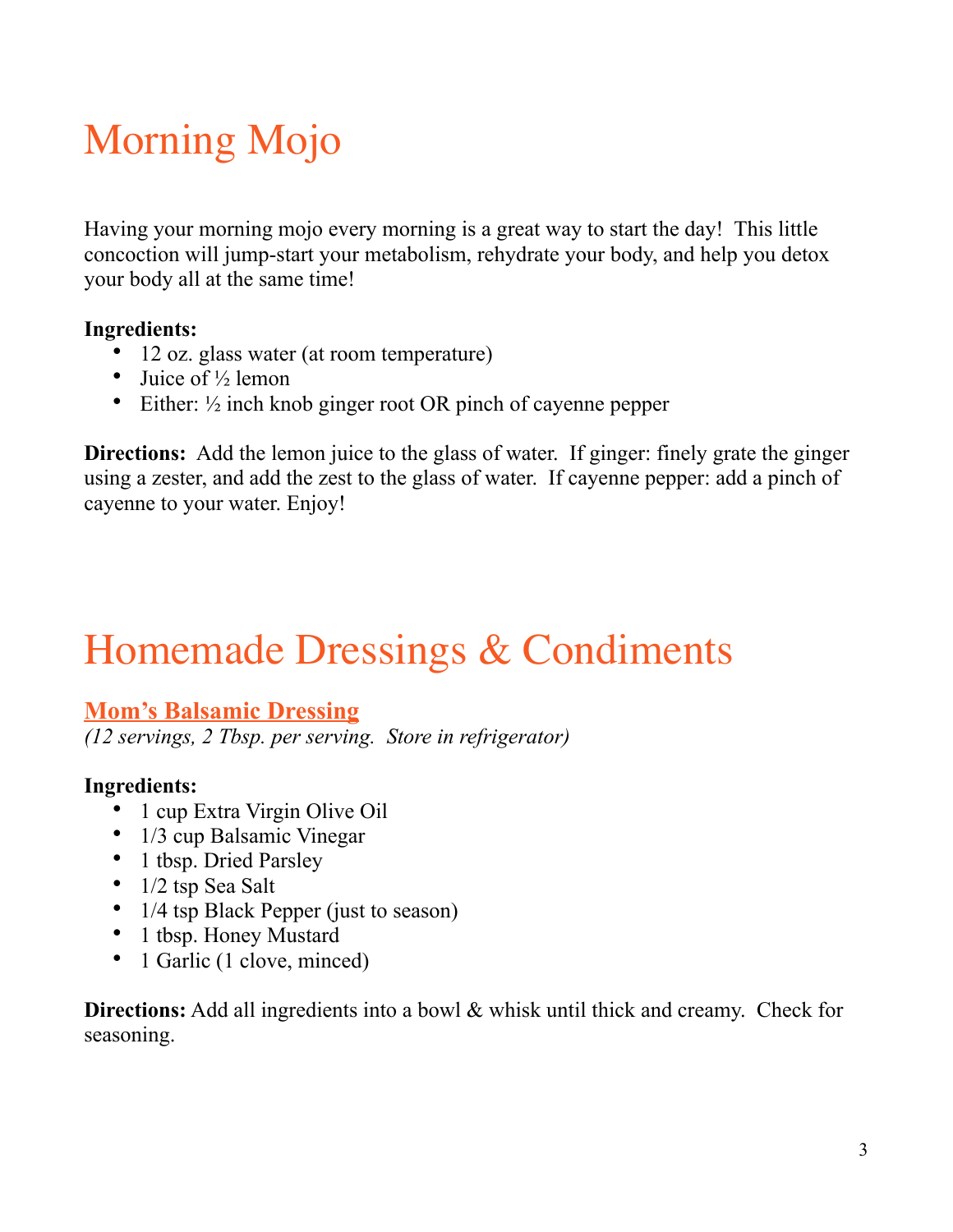# Morning Mojo

Having your morning mojo every morning is a great way to start the day! This little concoction will jump-start your metabolism, rehydrate your body, and help you detox your body all at the same time!

**Ingredients:**

- 12 oz. glass water (at room temperature)
- Juice of ½ lemon
- Either: ½ inch knob ginger root OR pinch of cayenne pepper

**Directions:** Add the lemon juice to the glass of water. If ginger: finely grate the ginger using a zester, and add the zest to the glass of water. If cayenne pepper: add a pinch of cayenne to your water. Enjoy!

# Homemade Dressings & Condiments

## Mom's Balsamic Dressing

*(12 servings, 2 Tbsp. per serving. Store in refrigerator)*

**Ingredients:**

- 1 cup Extra Virgin Olive Oil
- 1/3 cup Balsamic Vinegar
- 1 tbsp. Dried Parsley
- 1/2 tsp Sea Salt
- 1/4 tsp Black Pepper (just to season)
- 1 tbsp. Honey Mustard
- 1 Garlic (1 clove, minced)

**Directions:** Add all ingredients into a bowl & whisk until thick and creamy. Check for seasoning.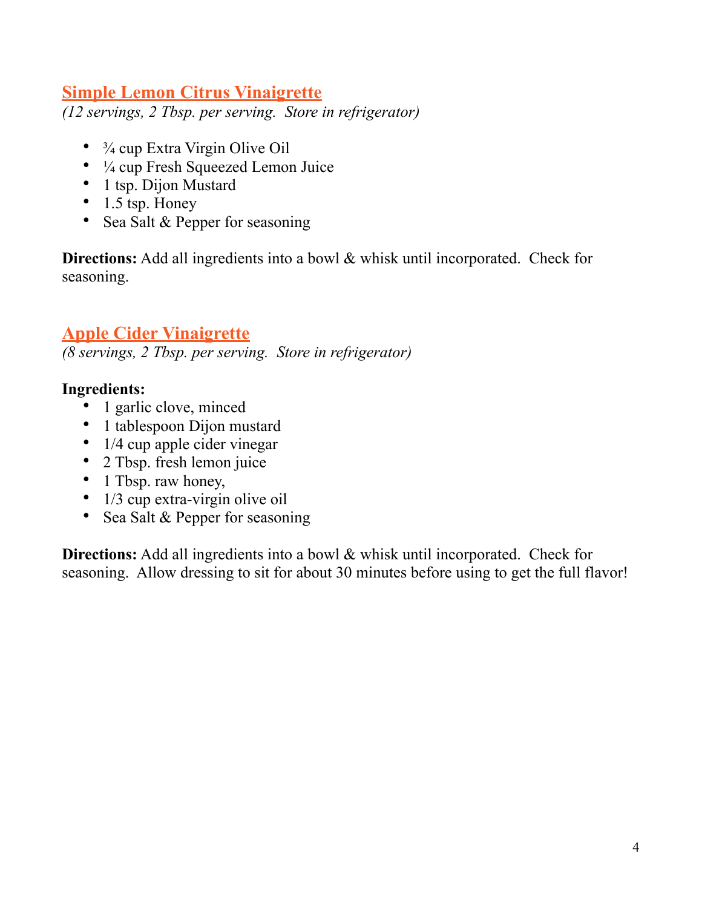## Simple Lemon Citrus Vinaigrette

*(12 servings, 2 Tbsp. per serving. Store in refrigerator)*

- ¾ cup Extra Virgin Olive Oil
- ¼ cup Fresh Squeezed Lemon Juice
- 1 tsp. Dijon Mustard
- 1.5 tsp. Honey
- Sea Salt & Pepper for seasoning

**Directions:** Add all ingredients into a bowl & whisk until incorporated. Check for seasoning.

## Apple Cider Vinaigrette

*(8 servings, 2 Tbsp. per serving. Store in refrigerator)*

**Ingredients:**

- 1 garlic clove, minced
- 1 tablespoon Dijon mustard
- 1/4 cup apple cider vinegar
- 2 Tbsp. fresh lemon juice
- 1 Tbsp. raw honey,
- 1/3 cup extra-virgin olive oil
- Sea Salt & Pepper for seasoning

**Directions:** Add all ingredients into a bowl & whisk until incorporated. Check for seasoning. Allow dressing to sit for about 30 minutes before using to get the full flavor!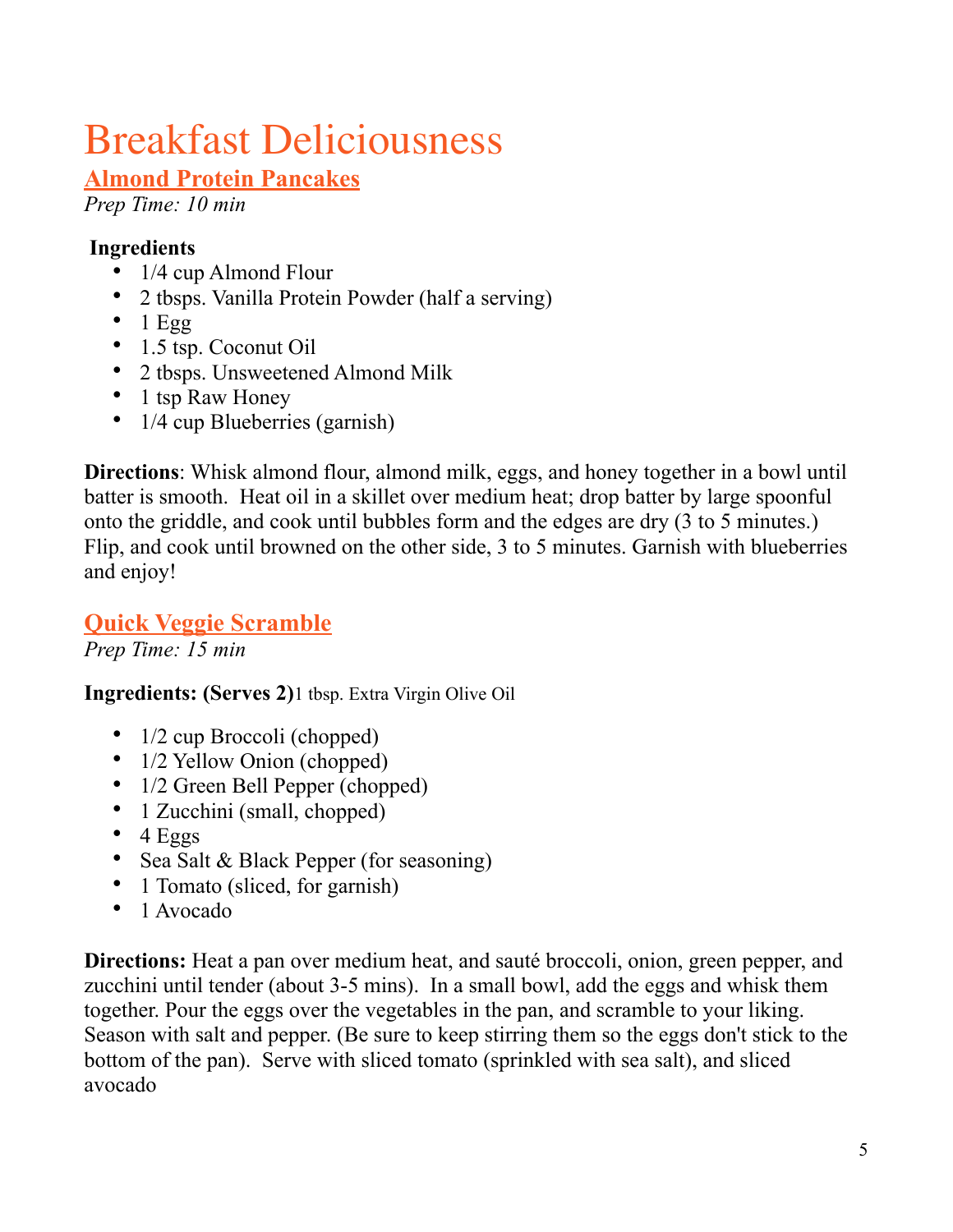# Breakfast Deliciousness

## Almond Protein Pancakes

*Prep Time: 10 min*

**Ingredients**

- 1/4 cup Almond Flour
- 2 tbsps. Vanilla Protein Powder (half a serving)
- 1 Egg
- 1.5 tsp. Coconut Oil
- 2 tbsps. Unsweetened Almond Milk
- 1 tsp Raw Honey
- 1/4 cup Blueberries (garnish)

**Directions**: Whisk almond flour, almond milk, eggs, and honey together in a bowl until batter is smooth. Heat oil in a skillet over medium heat; drop batter by large spoonful onto the griddle, and cook until bubbles form and the edges are dry (3 to 5 minutes.) Flip, and cook until browned on the other side, 3 to 5 minutes. Garnish with blueberries and enjoy!

## Quick Veggie Scramble

*Prep Time: 15 min*

**Ingredients: (Serves 2)**1 tbsp. Extra Virgin Olive Oil

- 1/2 cup Broccoli (chopped)
- 1/2 Yellow Onion (chopped)
- 1/2 Green Bell Pepper (chopped)
- 1 Zucchini (small, chopped)
- 4 Eggs
- Sea Salt & Black Pepper (for seasoning)
- 1 Tomato (sliced, for garnish)
- 1 Avocado

**Directions:** Heat a pan over medium heat, and sauté broccoli, onion, green pepper, and zucchini until tender (about 3-5 mins). In a small bowl, add the eggs and whisk them together. Pour the eggs over the vegetables in the pan, and scramble to your liking. Season with salt and pepper. (Be sure to keep stirring them so the eggs don't stick to the bottom of the pan). Serve with sliced tomato (sprinkled with sea salt), and sliced avocado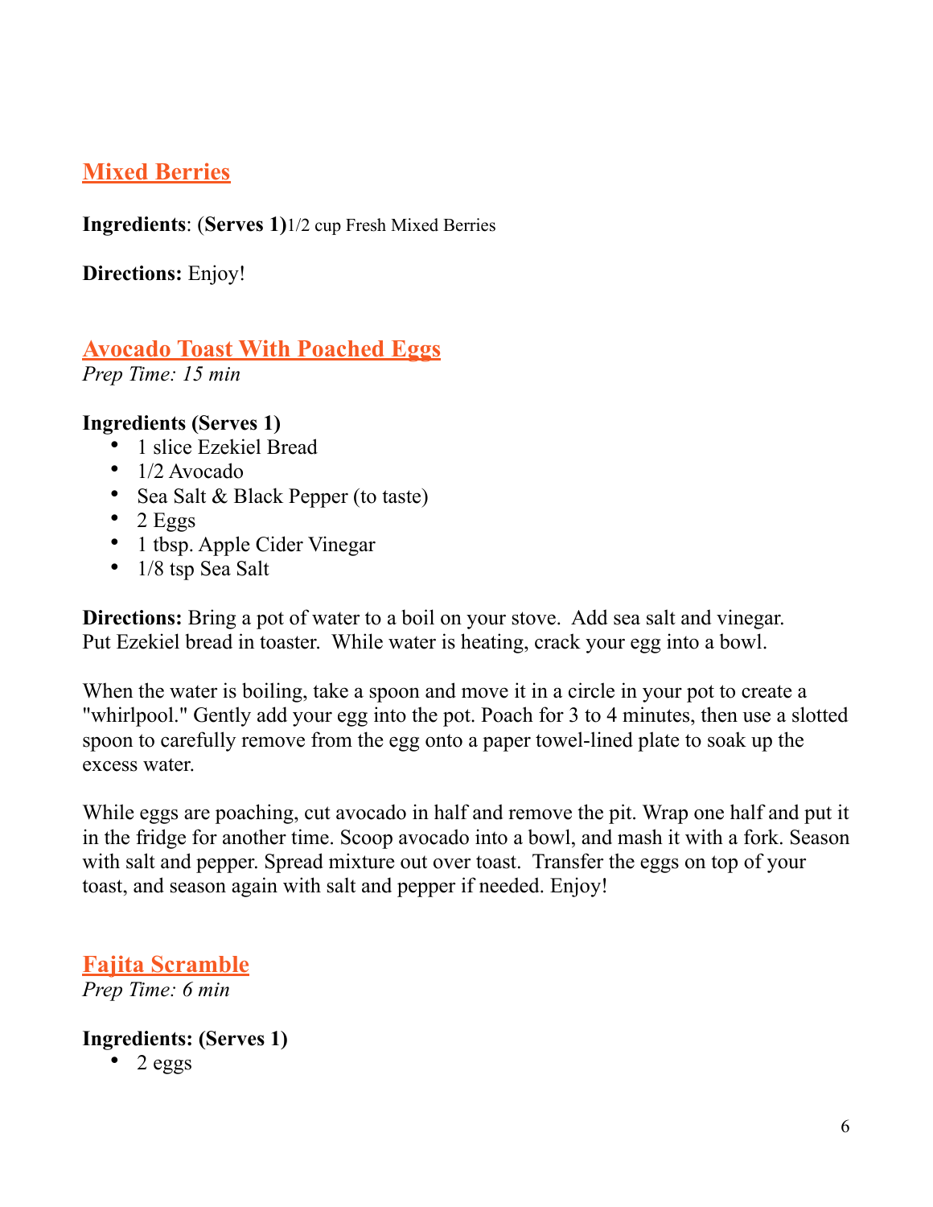## Mixed Berries

**Ingredients**: **(Serves 1)** 1/2 cup Fresh Mixed Berries

**Directions:** Enjoy!

## Avocado Toast With Poached Eggs

*Prep Time: 15 min*

**Ingredients (Serves 1)**

- 1 slice Ezekiel Bread
- 1/2 Avocado
- Sea Salt & Black Pepper (to taste)
- 2 Eggs
- 1 tbsp. Apple Cider Vinegar
- 1/8 tsp Sea Salt

**Directions:** Bring a pot of water to a boil on your stove. Add sea salt and vinegar. Put Ezekiel bread in toaster. While water is heating, crack your egg into a bowl.

When the water is boiling, take a spoon and move it in a circle in your pot to create a "whirlpool." Gently add your egg into the pot. Poach for 3 to 4 minutes, then use a slotted spoon to carefully remove from the egg onto a paper towel-lined plate to soak up the excess water.

While eggs are poaching, cut avocado in half and remove the pit. Wrap one half and put it in the fridge for another time. Scoop avocado into a bowl, and mash it with a fork. Season with salt and pepper. Spread mixture out over toast. Transfer the eggs on top of your toast, and season again with salt and pepper if needed. Enjoy!

## Fajita Scramble

*Prep Time: 6 min*

**Ingredients: (Serves 1)**

- 2 eggs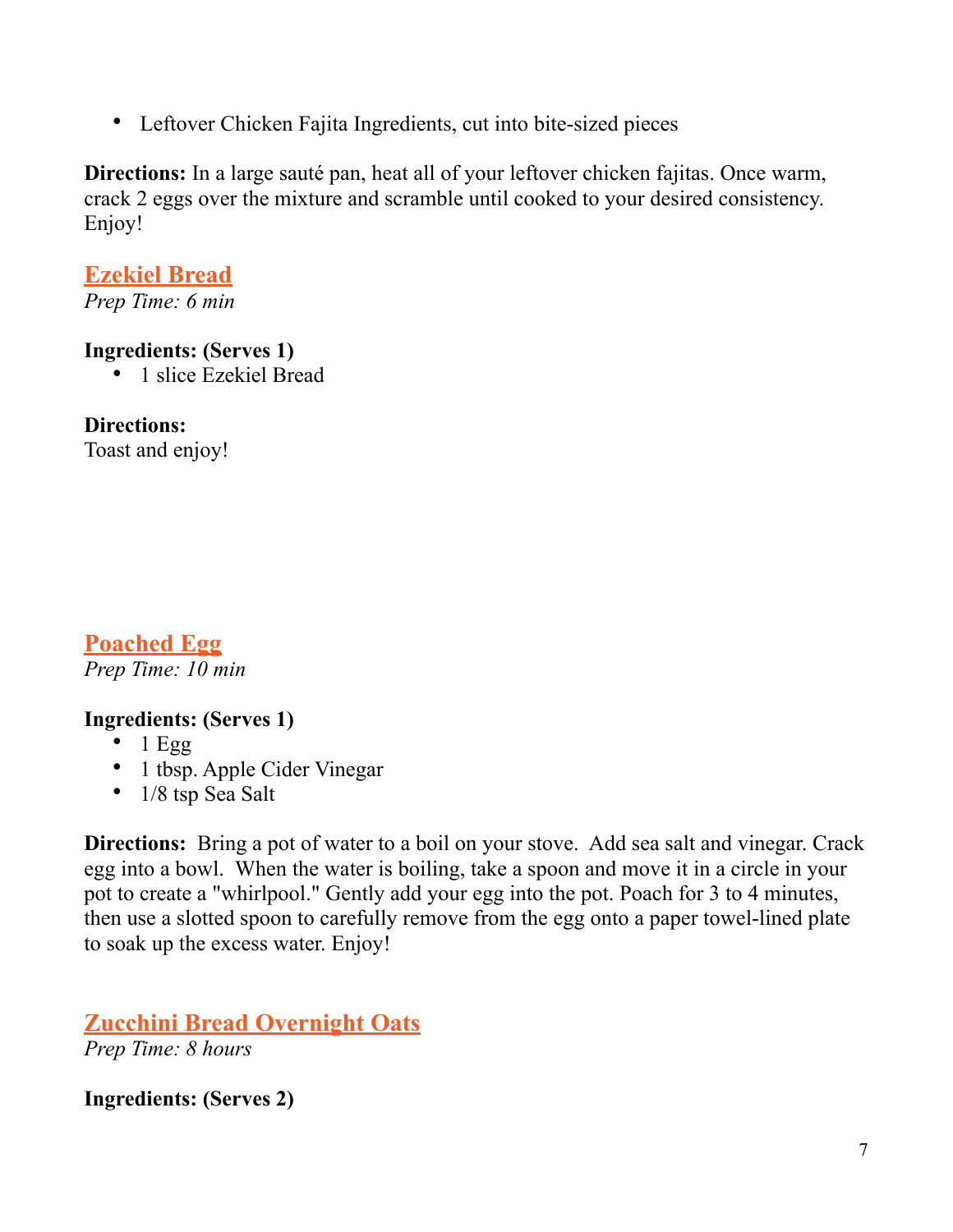- Leftover Chicken Fajita Ingredients, cut into bite-sized pieces

**Directions:** In a large sauté pan, heat all of your leftover chicken fajitas. Once warm, crack 2 eggs over the mixture and scramble until cooked to your desired consistency. Enjoy!

## Ezekiel Bread

*Prep Time: 6 min*

**Ingredients: (Serves 1)**

- 1 slice Ezekiel Bread

**Directions:**
Toast and enjoy!

## Poached Egg

*Prep Time: 10 min*

**Ingredients: (Serves 1)**

- 1 Egg
- 1 tbsp. Apple Cider Vinegar
- 1/8 tsp Sea Salt

**Directions:** Bring a pot of water to a boil on your stove. Add sea salt and vinegar. Crack egg into a bowl. When the water is boiling, take a spoon and move it in a circle in your pot to create a "whirlpool." Gently add your egg into the pot. Poach for 3 to 4 minutes, then use a slotted spoon to carefully remove from the egg onto a paper towel-lined plate to soak up the excess water. Enjoy!

## Zucchini Bread Overnight Oats

*Prep Time: 8 hours*

**Ingredients: (Serves 2)**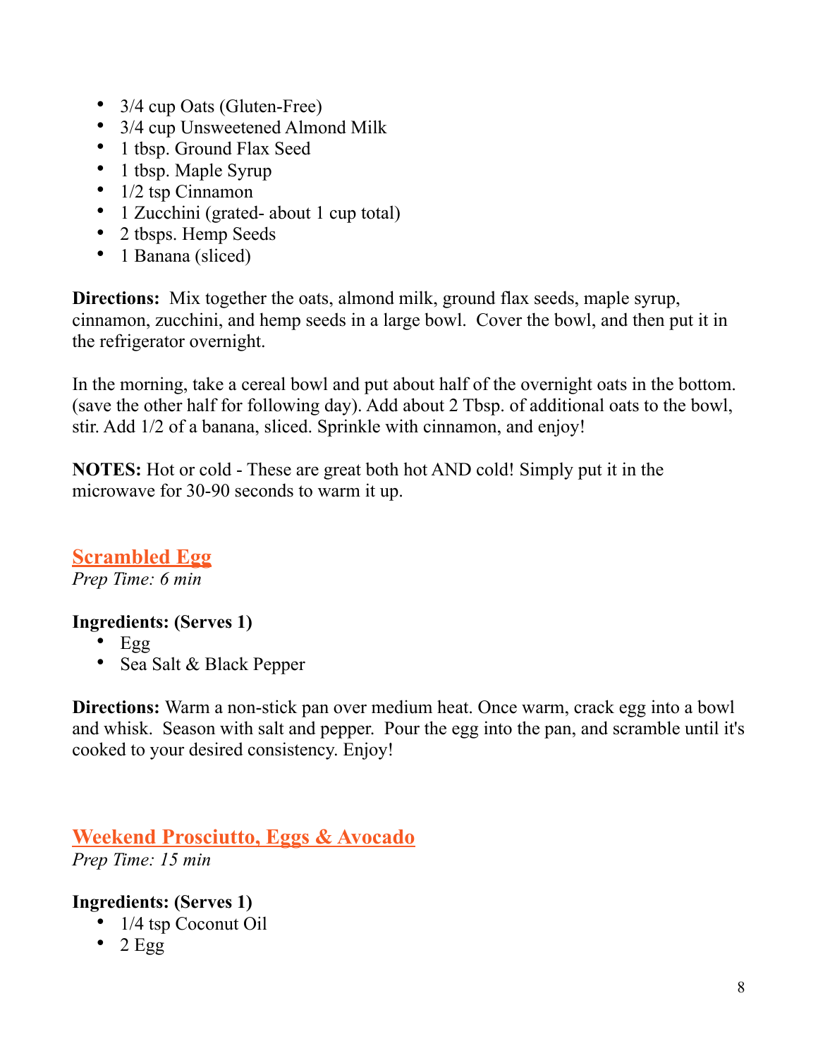- 3/4 cup Oats (Gluten-Free)
- 3/4 cup Unsweetened Almond Milk
- 1 tbsp. Ground Flax Seed
- 1 tbsp. Maple Syrup
- 1/2 tsp Cinnamon
- 1 Zucchini (grated- about 1 cup total)
- 2 tbsps. Hemp Seeds
- 1 Banana (sliced)

**Directions:** Mix together the oats, almond milk, ground flax seeds, maple syrup, cinnamon, zucchini, and hemp seeds in a large bowl. Cover the bowl, and then put it in the refrigerator overnight.

In the morning, take a cereal bowl and put about half of the overnight oats in the bottom. (save the other half for following day). Add about 2 Tbsp. of additional oats to the bowl, stir. Add 1/2 of a banana, sliced. Sprinkle with cinnamon, and enjoy!

**NOTES:** Hot or cold - These are great both hot AND cold! Simply put it in the microwave for 30-90 seconds to warm it up.

## Scrambled Egg

*Prep Time: 6 min*

**Ingredients: (Serves 1)**

- Egg
- Sea Salt & Black Pepper

**Directions:** Warm a non-stick pan over medium heat. Once warm, crack egg into a bowl and whisk. Season with salt and pepper. Pour the egg into the pan, and scramble until it's cooked to your desired consistency. Enjoy!

## Weekend Prosciutto, Eggs & Avocado

*Prep Time: 15 min*

**Ingredients: (Serves 1)**

- 1/4 tsp Coconut Oil
- 2 Egg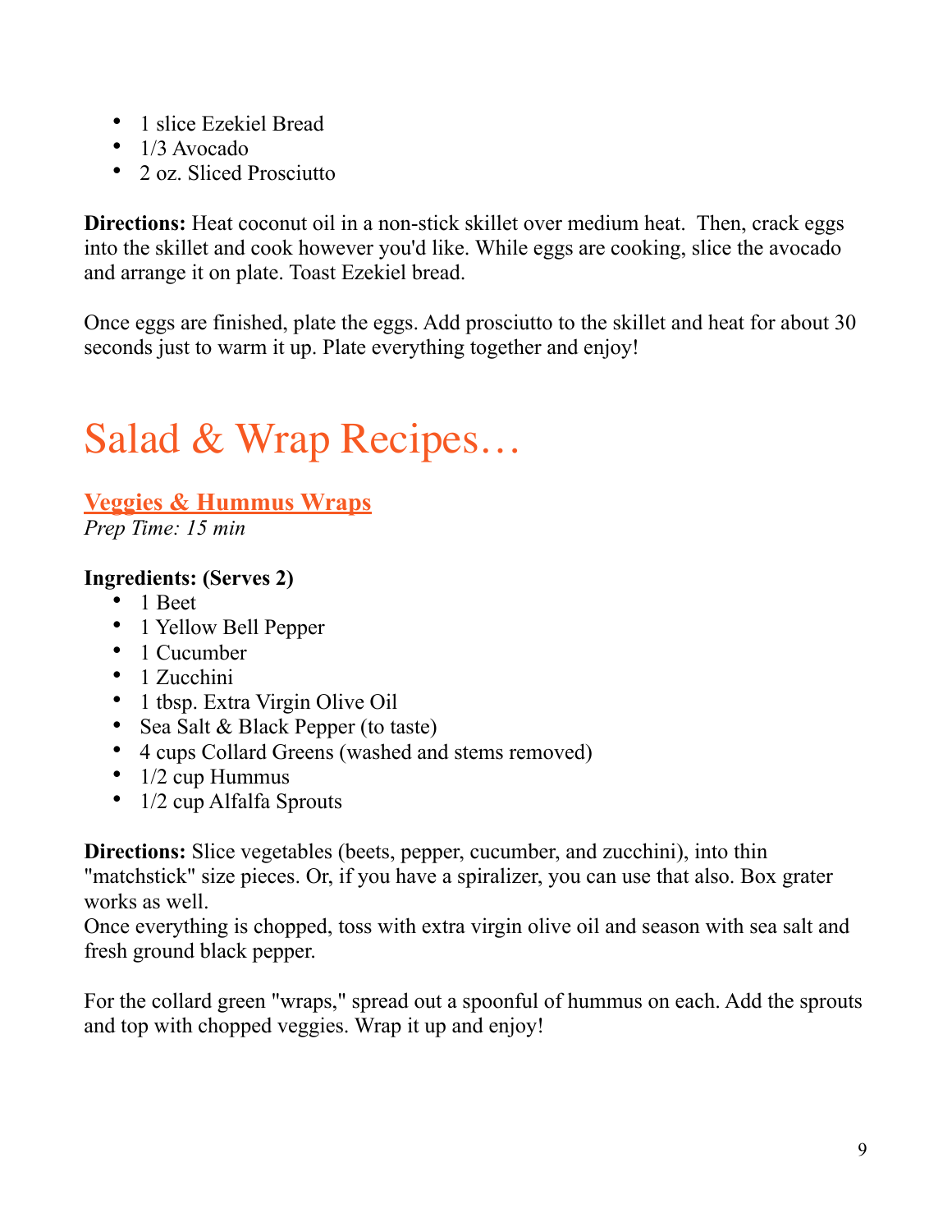- 1 slice Ezekiel Bread
- 1/3 Avocado
- 2 oz. Sliced Prosciutto

**Directions:** Heat coconut oil in a non-stick skillet over medium heat. Then, crack eggs into the skillet and cook however you'd like. While eggs are cooking, slice the avocado and arrange it on plate. Toast Ezekiel bread.

Once eggs are finished, plate the eggs. Add prosciutto to the skillet and heat for about 30 seconds just to warm it up. Plate everything together and enjoy!

# Salad & Wrap Recipes…

## Veggies & Hummus Wraps

*Prep Time: 15 min*

**Ingredients: (Serves 2)**

- 1 Beet
- 1 Yellow Bell Pepper
- 1 Cucumber
- 1 Zucchini
- 1 tbsp. Extra Virgin Olive Oil
- Sea Salt & Black Pepper (to taste)
- 4 cups Collard Greens (washed and stems removed)
- 1/2 cup Hummus
- 1/2 cup Alfalfa Sprouts

**Directions:** Slice vegetables (beets, pepper, cucumber, and zucchini), into thin "matchstick" size pieces. Or, if you have a spiralizer, you can use that also. Box grater works as well.
Once everything is chopped, toss with extra virgin olive oil and season with sea salt and fresh ground black pepper.

For the collard green "wraps," spread out a spoonful of hummus on each. Add the sprouts and top with chopped veggies. Wrap it up and enjoy!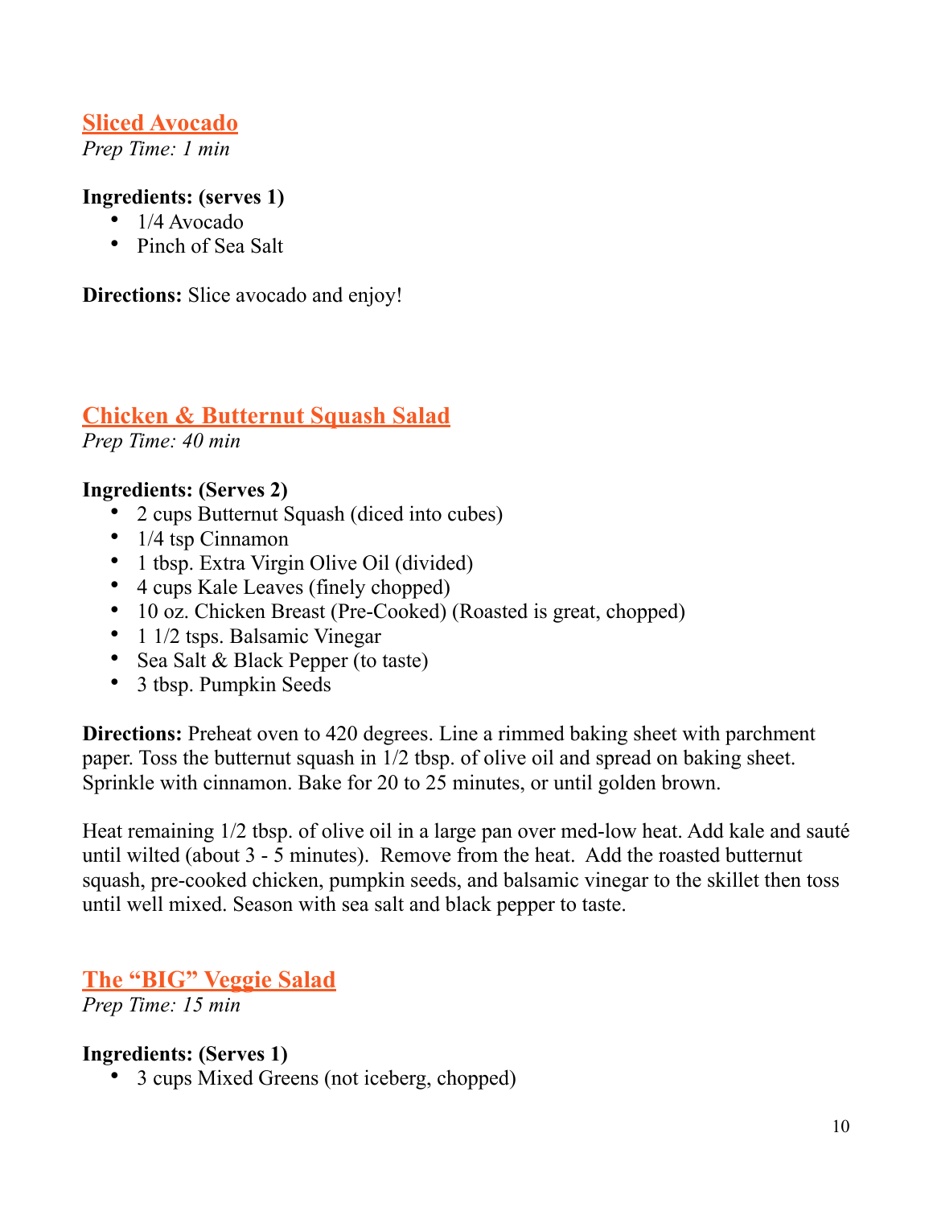## Sliced Avocado

*Prep Time: 1 min*

**Ingredients: (serves 1)**

- 1/4 Avocado
- Pinch of Sea Salt

**Directions:** Slice avocado and enjoy!

## Chicken & Butternut Squash Salad

*Prep Time: 40 min*

**Ingredients: (Serves 2)**

- 2 cups Butternut Squash (diced into cubes)
- 1/4 tsp Cinnamon
- 1 tbsp. Extra Virgin Olive Oil (divided)
- 4 cups Kale Leaves (finely chopped)
- 10 oz. Chicken Breast (Pre-Cooked) (Roasted is great, chopped)
- 1 1/2 tsps. Balsamic Vinegar
- Sea Salt & Black Pepper (to taste)
- 3 tbsp. Pumpkin Seeds

**Directions:** Preheat oven to 420 degrees. Line a rimmed baking sheet with parchment paper. Toss the butternut squash in 1/2 tbsp. of olive oil and spread on baking sheet. Sprinkle with cinnamon. Bake for 20 to 25 minutes, or until golden brown.

Heat remaining 1/2 tbsp. of olive oil in a large pan over med-low heat. Add kale and sauté until wilted (about 3 - 5 minutes). Remove from the heat. Add the roasted butternut squash, pre-cooked chicken, pumpkin seeds, and balsamic vinegar to the skillet then toss until well mixed. Season with sea salt and black pepper to taste.

## The "BIG" Veggie Salad

*Prep Time: 15 min*

**Ingredients: (Serves 1)**

- 3 cups Mixed Greens (not iceberg, chopped)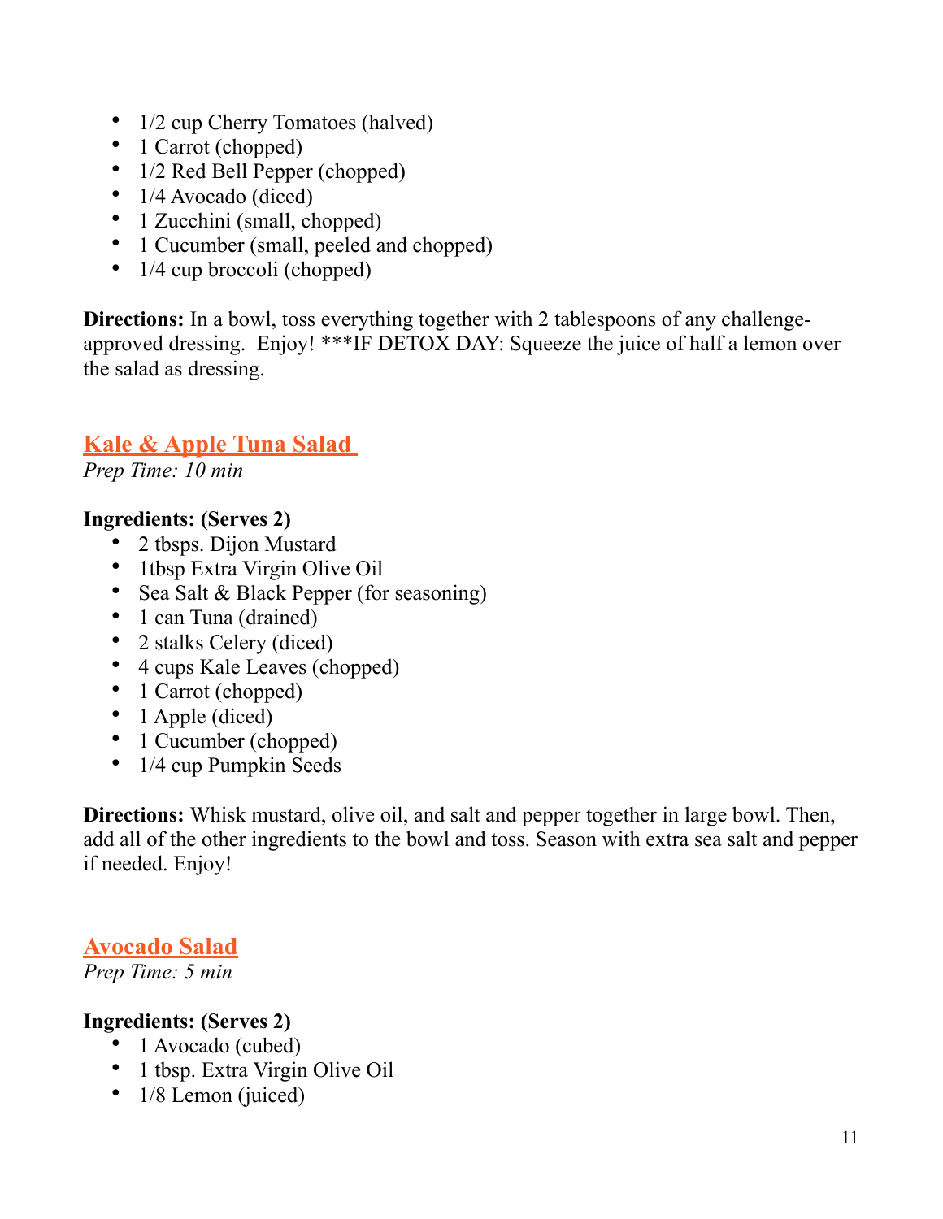- 1/2 cup Cherry Tomatoes (halved)
- 1 Carrot (chopped)
- 1/2 Red Bell Pepper (chopped)
- 1/4 Avocado (diced)
- 1 Zucchini (small, chopped)
- 1 Cucumber (small, peeled and chopped)
- 1/4 cup broccoli (chopped)

**Directions:** In a bowl, toss everything together with 2 tablespoons of any challenge-approved dressing. Enjoy! ***IF DETOX DAY: Squeeze the juice of half a lemon over the salad as dressing.

## Kale & Apple Tuna Salad

*Prep Time: 10 min*

**Ingredients: (Serves 2)**

- 2 tbsps. Dijon Mustard
- 1tbsp Extra Virgin Olive Oil
- Sea Salt & Black Pepper (for seasoning)
- 1 can Tuna (drained)
- 2 stalks Celery (diced)
- 4 cups Kale Leaves (chopped)
- 1 Carrot (chopped)
- 1 Apple (diced)
- 1 Cucumber (chopped)
- 1/4 cup Pumpkin Seeds

**Directions:** Whisk mustard, olive oil, and salt and pepper together in large bowl. Then, add all of the other ingredients to the bowl and toss. Season with extra sea salt and pepper if needed. Enjoy!

## Avocado Salad

*Prep Time: 5 min*

**Ingredients: (Serves 2)**

- 1 Avocado (cubed)
- 1 tbsp. Extra Virgin Olive Oil
- 1/8 Lemon (juiced)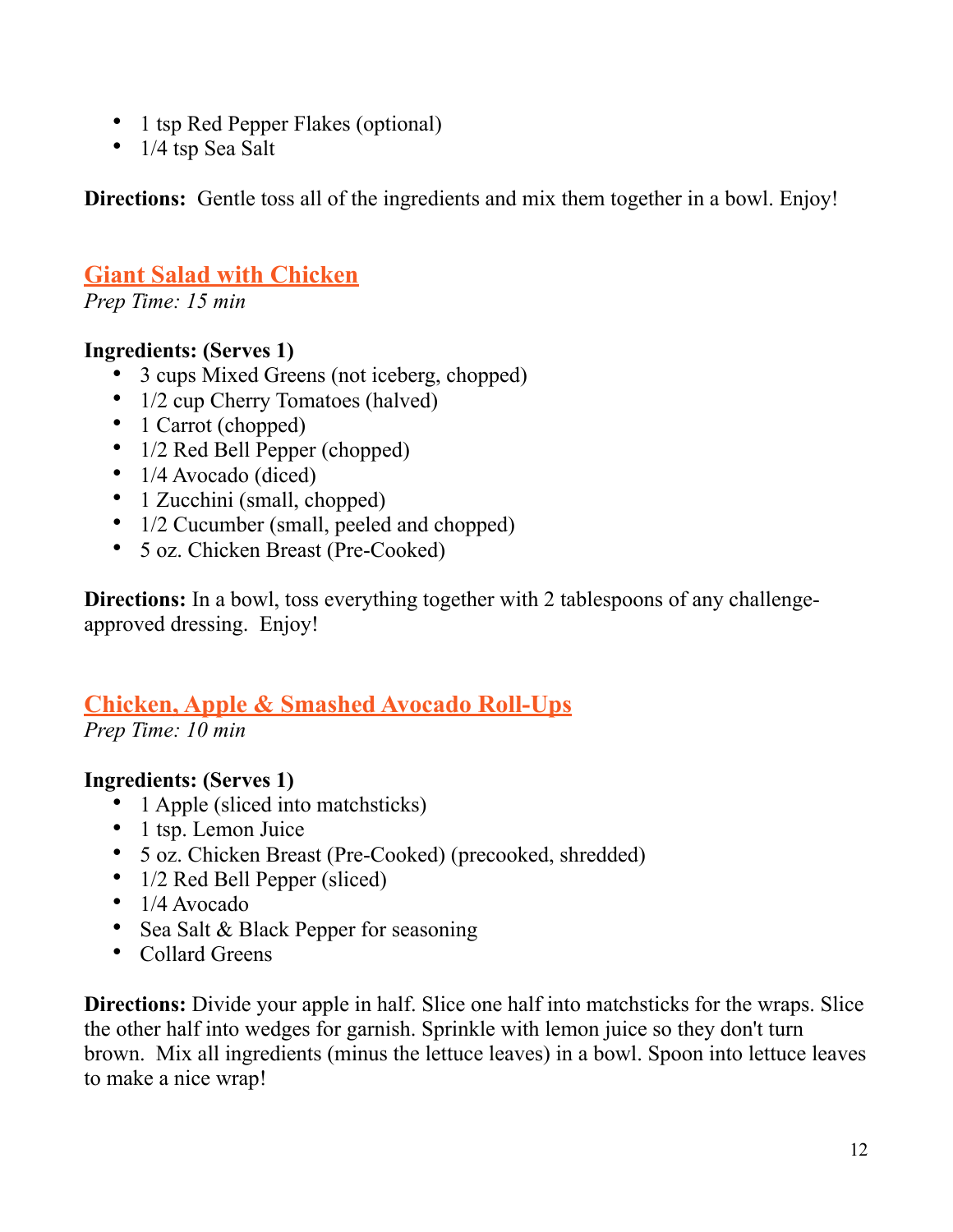- 1 tsp Red Pepper Flakes (optional)
- 1/4 tsp Sea Salt

**Directions:** Gentle toss all of the ingredients and mix them together in a bowl. Enjoy!

## Giant Salad with Chicken

*Prep Time: 15 min*

**Ingredients: (Serves 1)**

- 3 cups Mixed Greens (not iceberg, chopped)
- 1/2 cup Cherry Tomatoes (halved)
- 1 Carrot (chopped)
- 1/2 Red Bell Pepper (chopped)
- 1/4 Avocado (diced)
- 1 Zucchini (small, chopped)
- 1/2 Cucumber (small, peeled and chopped)
- 5 oz. Chicken Breast (Pre-Cooked)

**Directions:** In a bowl, toss everything together with 2 tablespoons of any challenge-approved dressing. Enjoy!

## Chicken, Apple & Smashed Avocado Roll-Ups

*Prep Time: 10 min*

**Ingredients: (Serves 1)**

- 1 Apple (sliced into matchsticks)
- 1 tsp. Lemon Juice
- 5 oz. Chicken Breast (Pre-Cooked) (precooked, shredded)
- 1/2 Red Bell Pepper (sliced)
- 1/4 Avocado
- Sea Salt & Black Pepper for seasoning
- Collard Greens

**Directions:** Divide your apple in half. Slice one half into matchsticks for the wraps. Slice the other half into wedges for garnish. Sprinkle with lemon juice so they don't turn brown. Mix all ingredients (minus the lettuce leaves) in a bowl. Spoon into lettuce leaves to make a nice wrap!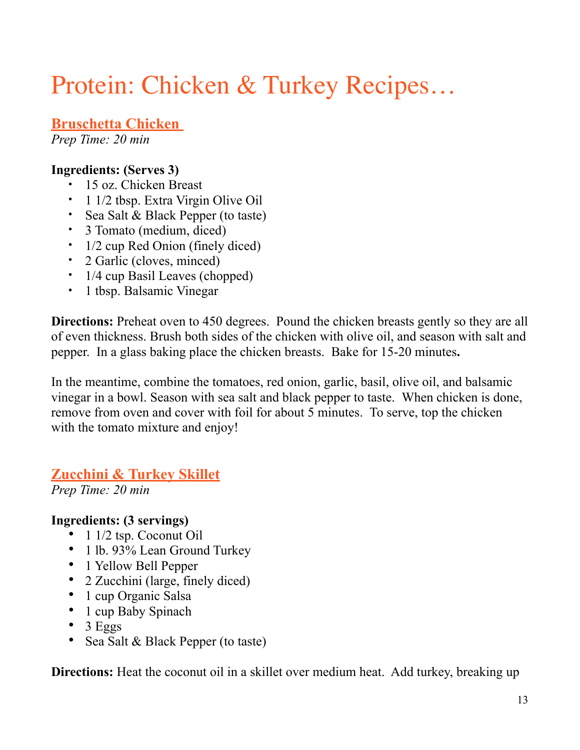# Protein: Chicken & Turkey Recipes…

## Bruschetta Chicken

*Prep Time: 20 min*

**Ingredients: (Serves 3)**

- 15 oz. Chicken Breast
- 1 1/2 tbsp. Extra Virgin Olive Oil
- Sea Salt & Black Pepper (to taste)
- 3 Tomato (medium, diced)
- 1/2 cup Red Onion (finely diced)
- 2 Garlic (cloves, minced)
- 1/4 cup Basil Leaves (chopped)
- 1 tbsp. Balsamic Vinegar

**Directions:** Preheat oven to 450 degrees. Pound the chicken breasts gently so they are all of even thickness. Brush both sides of the chicken with olive oil, and season with salt and pepper. In a glass baking place the chicken breasts. Bake for 15-20 minutes.

In the meantime, combine the tomatoes, red onion, garlic, basil, olive oil, and balsamic vinegar in a bowl. Season with sea salt and black pepper to taste. When chicken is done, remove from oven and cover with foil for about 5 minutes. To serve, top the chicken with the tomato mixture and enjoy!

## Zucchini & Turkey Skillet

*Prep Time: 20 min*

**Ingredients: (3 servings)**

- 1 1/2 tsp. Coconut Oil
- 1 lb. 93% Lean Ground Turkey
- 1 Yellow Bell Pepper
- 2 Zucchini (large, finely diced)
- 1 cup Organic Salsa
- 1 cup Baby Spinach
- 3 Eggs
- Sea Salt & Black Pepper (to taste)

**Directions:** Heat the coconut oil in a skillet over medium heat. Add turkey, breaking up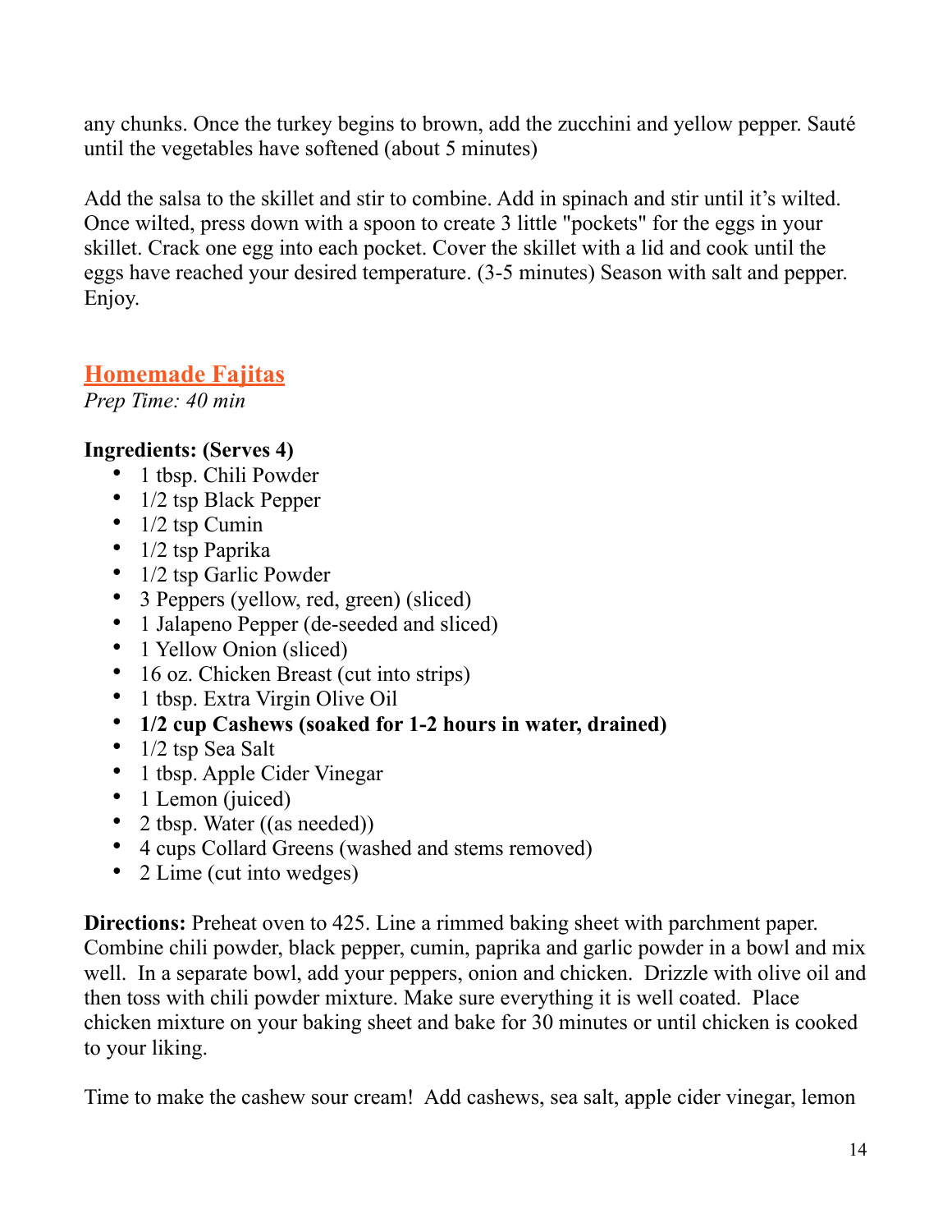any chunks. Once the turkey begins to brown, add the zucchini and yellow pepper. Sauté until the vegetables have softened (about 5 minutes)

Add the salsa to the skillet and stir to combine. Add in spinach and stir until it's wilted. Once wilted, press down with a spoon to create 3 little "pockets" for the eggs in your skillet. Crack one egg into each pocket. Cover the skillet with a lid and cook until the eggs have reached your desired temperature. (3-5 minutes) Season with salt and pepper. Enjoy.

## Homemade Fajitas

*Prep Time: 40 min*

**Ingredients: (Serves 4)**

- 1 tbsp. Chili Powder
- 1/2 tsp Black Pepper
- 1/2 tsp Cumin
- 1/2 tsp Paprika
- 1/2 tsp Garlic Powder
- 3 Peppers (yellow, red, green) (sliced)
- 1 Jalapeno Pepper (de-seeded and sliced)
- 1 Yellow Onion (sliced)
- 16 oz. Chicken Breast (cut into strips)
- 1 tbsp. Extra Virgin Olive Oil
- **1/2 cup Cashews (soaked for 1-2 hours in water, drained)**
- 1/2 tsp Sea Salt
- 1 tbsp. Apple Cider Vinegar
- 1 Lemon (juiced)
- 2 tbsp. Water ((as needed))
- 4 cups Collard Greens (washed and stems removed)
- 2 Lime (cut into wedges)

**Directions:** Preheat oven to 425. Line a rimmed baking sheet with parchment paper. Combine chili powder, black pepper, cumin, paprika and garlic powder in a bowl and mix well. In a separate bowl, add your peppers, onion and chicken. Drizzle with olive oil and then toss with chili powder mixture. Make sure everything it is well coated. Place chicken mixture on your baking sheet and bake for 30 minutes or until chicken is cooked to your liking.

Time to make the cashew sour cream! Add cashews, sea salt, apple cider vinegar, lemon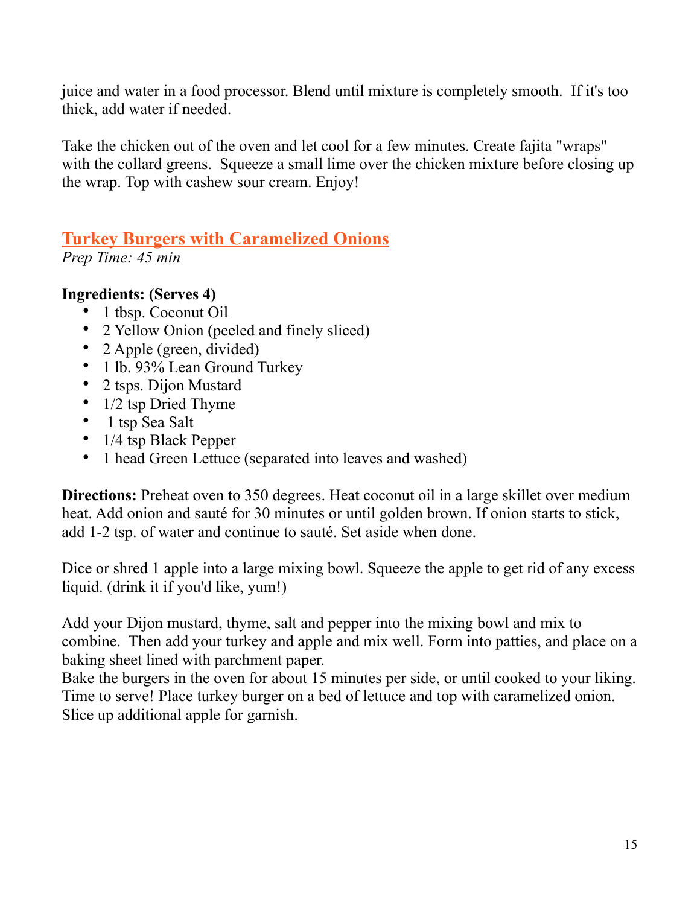juice and water in a food processor. Blend until mixture is completely smooth. If it's too thick, add water if needed.

Take the chicken out of the oven and let cool for a few minutes. Create fajita "wraps" with the collard greens. Squeeze a small lime over the chicken mixture before closing up the wrap. Top with cashew sour cream. Enjoy!

## Turkey Burgers with Caramelized Onions

*Prep Time: 45 min*

**Ingredients: (Serves 4)**

- 1 tbsp. Coconut Oil
- 2 Yellow Onion (peeled and finely sliced)
- 2 Apple (green, divided)
- 1 lb. 93% Lean Ground Turkey
- 2 tsps. Dijon Mustard
- 1/2 tsp Dried Thyme
- 1 tsp Sea Salt
- 1/4 tsp Black Pepper
- 1 head Green Lettuce (separated into leaves and washed)

**Directions:** Preheat oven to 350 degrees. Heat coconut oil in a large skillet over medium heat. Add onion and sauté for 30 minutes or until golden brown. If onion starts to stick, add 1-2 tsp. of water and continue to sauté. Set aside when done.

Dice or shred 1 apple into a large mixing bowl. Squeeze the apple to get rid of any excess liquid. (drink it if you'd like, yum!)

Add your Dijon mustard, thyme, salt and pepper into the mixing bowl and mix to combine. Then add your turkey and apple and mix well. Form into patties, and place on a baking sheet lined with parchment paper.
Bake the burgers in the oven for about 15 minutes per side, or until cooked to your liking. Time to serve! Place turkey burger on a bed of lettuce and top with caramelized onion. Slice up additional apple for garnish.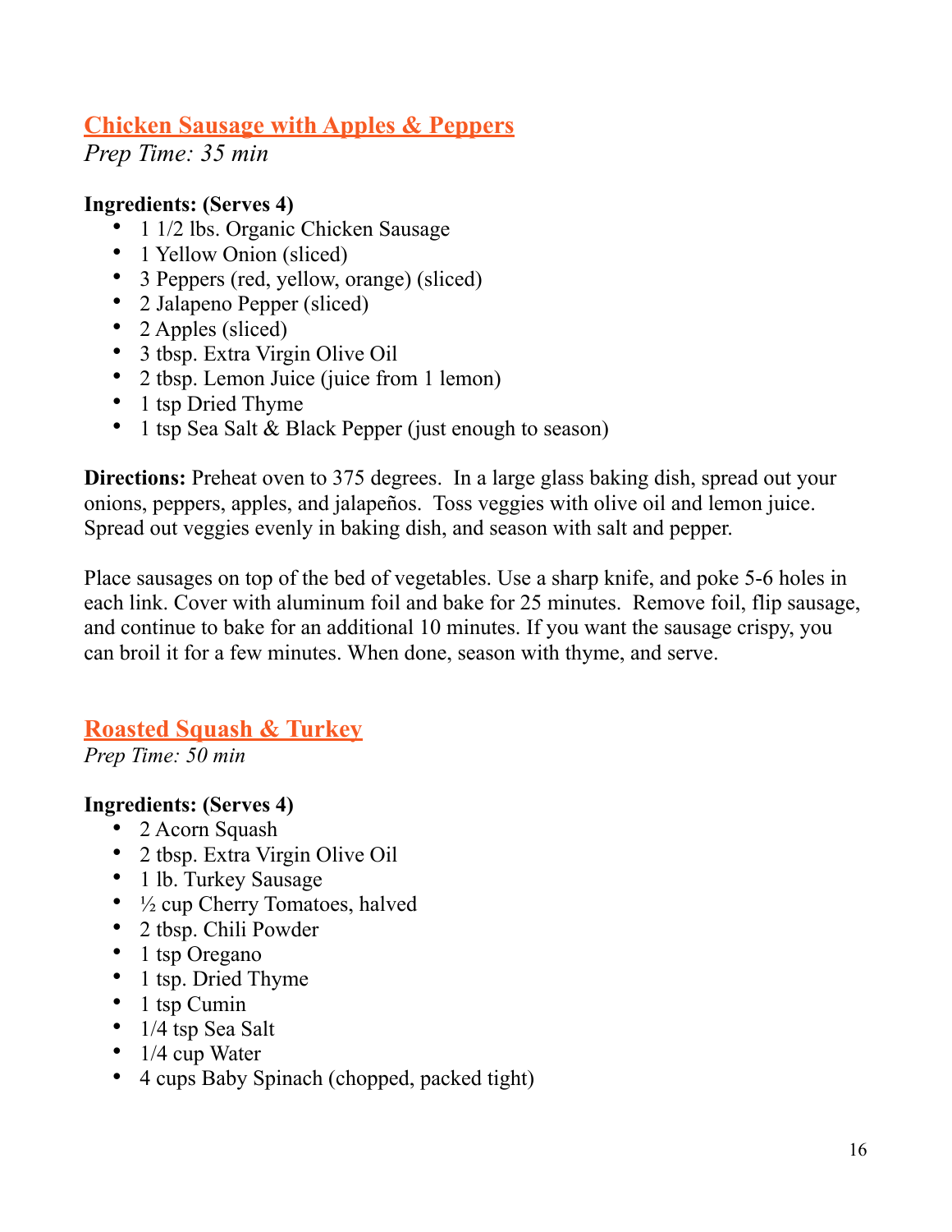## Chicken Sausage with Apples & Peppers

*Prep Time: 35 min*

**Ingredients: (Serves 4)**

- 1 1/2 lbs. Organic Chicken Sausage
- 1 Yellow Onion (sliced)
- 3 Peppers (red, yellow, orange) (sliced)
- 2 Jalapeno Pepper (sliced)
- 2 Apples (sliced)
- 3 tbsp. Extra Virgin Olive Oil
- 2 tbsp. Lemon Juice (juice from 1 lemon)
- 1 tsp Dried Thyme
- 1 tsp Sea Salt & Black Pepper (just enough to season)

**Directions:** Preheat oven to 375 degrees. In a large glass baking dish, spread out your onions, peppers, apples, and jalapeños. Toss veggies with olive oil and lemon juice. Spread out veggies evenly in baking dish, and season with salt and pepper.

Place sausages on top of the bed of vegetables. Use a sharp knife, and poke 5-6 holes in each link. Cover with aluminum foil and bake for 25 minutes. Remove foil, flip sausage, and continue to bake for an additional 10 minutes. If you want the sausage crispy, you can broil it for a few minutes. When done, season with thyme, and serve.

## Roasted Squash & Turkey

*Prep Time: 50 min*

**Ingredients: (Serves 4)**

- 2 Acorn Squash
- 2 tbsp. Extra Virgin Olive Oil
- 1 lb. Turkey Sausage
- ½ cup Cherry Tomatoes, halved
- 2 tbsp. Chili Powder
- 1 tsp Oregano
- 1 tsp. Dried Thyme
- 1 tsp Cumin
- 1/4 tsp Sea Salt
- 1/4 cup Water
- 4 cups Baby Spinach (chopped, packed tight)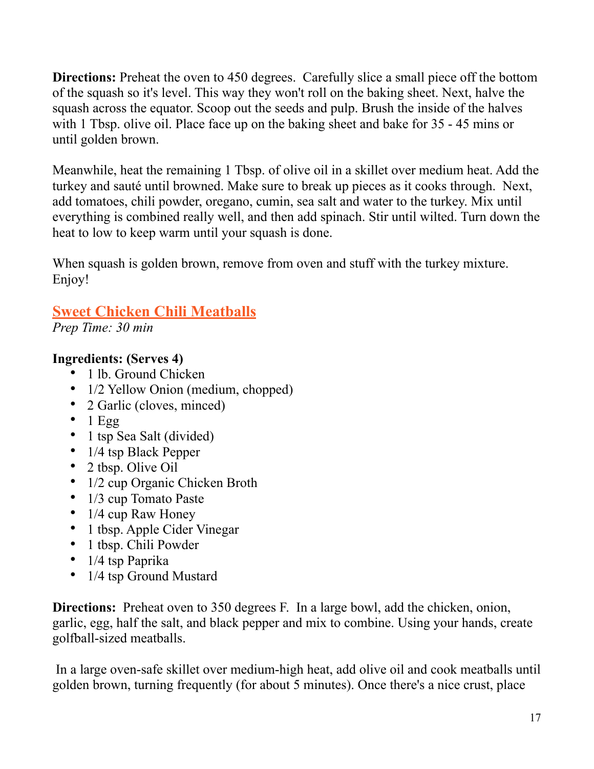**Directions:** Preheat the oven to 450 degrees. Carefully slice a small piece off the bottom of the squash so it's level. This way they won't roll on the baking sheet. Next, halve the squash across the equator. Scoop out the seeds and pulp. Brush the inside of the halves with 1 Tbsp. olive oil. Place face up on the baking sheet and bake for 35 - 45 mins or until golden brown.

Meanwhile, heat the remaining 1 Tbsp. of olive oil in a skillet over medium heat. Add the turkey and sauté until browned. Make sure to break up pieces as it cooks through. Next, add tomatoes, chili powder, oregano, cumin, sea salt and water to the turkey. Mix until everything is combined really well, and then add spinach. Stir until wilted. Turn down the heat to low to keep warm until your squash is done.

When squash is golden brown, remove from oven and stuff with the turkey mixture. Enjoy!

## Sweet Chicken Chili Meatballs

*Prep Time: 30 min*

**Ingredients: (Serves 4)**

- 1 lb. Ground Chicken
- 1/2 Yellow Onion (medium, chopped)
- 2 Garlic (cloves, minced)
- 1 Egg
- 1 tsp Sea Salt (divided)
- 1/4 tsp Black Pepper
- 2 tbsp. Olive Oil
- 1/2 cup Organic Chicken Broth
- 1/3 cup Tomato Paste
- 1/4 cup Raw Honey
- 1 tbsp. Apple Cider Vinegar
- 1 tbsp. Chili Powder
- 1/4 tsp Paprika
- 1/4 tsp Ground Mustard

**Directions:** Preheat oven to 350 degrees F. In a large bowl, add the chicken, onion, garlic, egg, half the salt, and black pepper and mix to combine. Using your hands, create golfball-sized meatballs.

In a large oven-safe skillet over medium-high heat, add olive oil and cook meatballs until golden brown, turning frequently (for about 5 minutes). Once there's a nice crust, place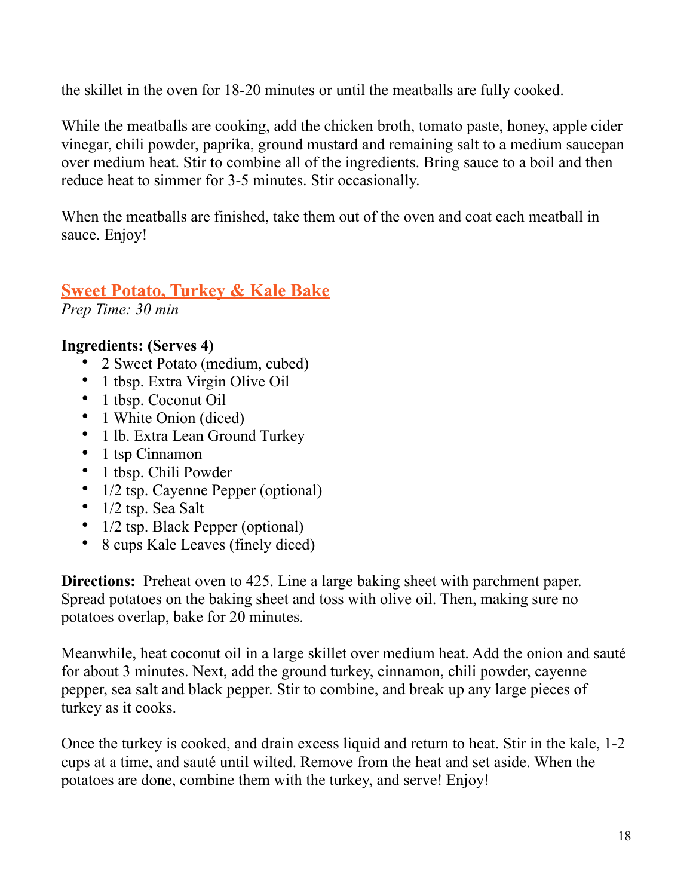the skillet in the oven for 18-20 minutes or until the meatballs are fully cooked.

While the meatballs are cooking, add the chicken broth, tomato paste, honey, apple cider vinegar, chili powder, paprika, ground mustard and remaining salt to a medium saucepan over medium heat. Stir to combine all of the ingredients. Bring sauce to a boil and then reduce heat to simmer for 3-5 minutes. Stir occasionally.

When the meatballs are finished, take them out of the oven and coat each meatball in sauce. Enjoy!

## Sweet Potato, Turkey & Kale Bake

*Prep Time: 30 min*

**Ingredients: (Serves 4)**

- 2 Sweet Potato (medium, cubed)
- 1 tbsp. Extra Virgin Olive Oil
- 1 tbsp. Coconut Oil
- 1 White Onion (diced)
- 1 lb. Extra Lean Ground Turkey
- 1 tsp Cinnamon
- 1 tbsp. Chili Powder
- 1/2 tsp. Cayenne Pepper (optional)
- 1/2 tsp. Sea Salt
- 1/2 tsp. Black Pepper (optional)
- 8 cups Kale Leaves (finely diced)

**Directions:** Preheat oven to 425. Line a large baking sheet with parchment paper. Spread potatoes on the baking sheet and toss with olive oil. Then, making sure no potatoes overlap, bake for 20 minutes.

Meanwhile, heat coconut oil in a large skillet over medium heat. Add the onion and sauté for about 3 minutes. Next, add the ground turkey, cinnamon, chili powder, cayenne pepper, sea salt and black pepper. Stir to combine, and break up any large pieces of turkey as it cooks.

Once the turkey is cooked, and drain excess liquid and return to heat. Stir in the kale, 1-2 cups at a time, and sauté until wilted. Remove from the heat and set aside. When the potatoes are done, combine them with the turkey, and serve! Enjoy!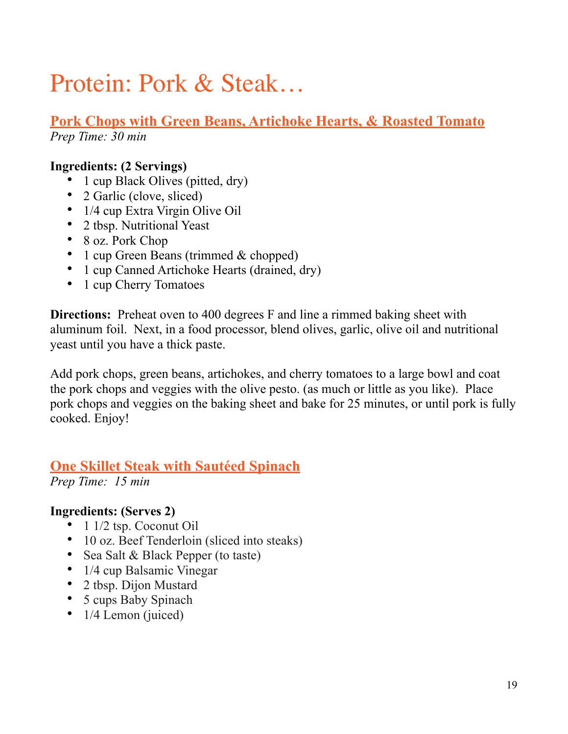# Protein: Pork & Steak…

## Pork Chops with Green Beans, Artichoke Hearts, & Roasted Tomato

*Prep Time: 30 min*

**Ingredients: (2 Servings)**

- 1 cup Black Olives (pitted, dry)
- 2 Garlic (clove, sliced)
- 1/4 cup Extra Virgin Olive Oil
- 2 tbsp. Nutritional Yeast
- 8 oz. Pork Chop
- 1 cup Green Beans (trimmed & chopped)
- 1 cup Canned Artichoke Hearts (drained, dry)
- 1 cup Cherry Tomatoes

**Directions:** Preheat oven to 400 degrees F and line a rimmed baking sheet with aluminum foil. Next, in a food processor, blend olives, garlic, olive oil and nutritional yeast until you have a thick paste.

Add pork chops, green beans, artichokes, and cherry tomatoes to a large bowl and coat the pork chops and veggies with the olive pesto. (as much or little as you like). Place pork chops and veggies on the baking sheet and bake for 25 minutes, or until pork is fully cooked. Enjoy!

## One Skillet Steak with Sautéed Spinach

*Prep Time: 15 min*

**Ingredients: (Serves 2)**

- 1 1/2 tsp. Coconut Oil
- 10 oz. Beef Tenderloin (sliced into steaks)
- Sea Salt & Black Pepper (to taste)
- 1/4 cup Balsamic Vinegar
- 2 tbsp. Dijon Mustard
- 5 cups Baby Spinach
- 1/4 Lemon (juiced)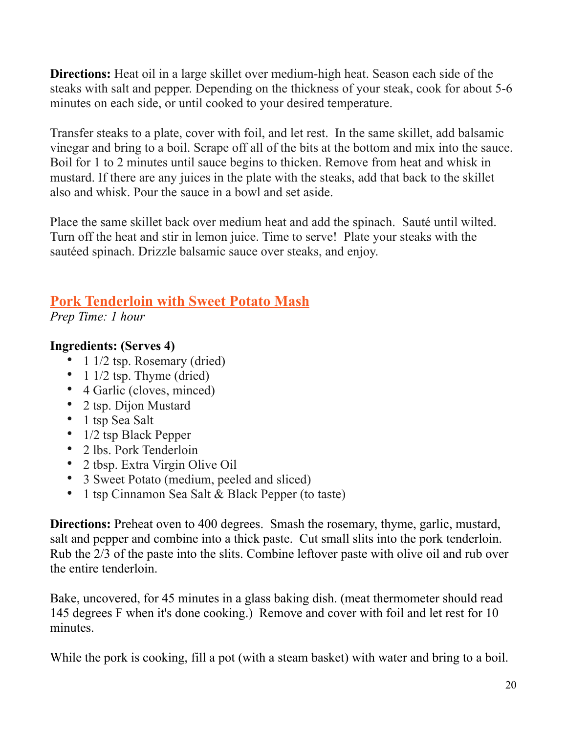**Directions:** Heat oil in a large skillet over medium-high heat. Season each side of the steaks with salt and pepper. Depending on the thickness of your steak, cook for about 5-6 minutes on each side, or until cooked to your desired temperature.

Transfer steaks to a plate, cover with foil, and let rest. In the same skillet, add balsamic vinegar and bring to a boil. Scrape off all of the bits at the bottom and mix into the sauce. Boil for 1 to 2 minutes until sauce begins to thicken. Remove from heat and whisk in mustard. If there are any juices in the plate with the steaks, add that back to the skillet also and whisk. Pour the sauce in a bowl and set aside.

Place the same skillet back over medium heat and add the spinach. Sauté until wilted. Turn off the heat and stir in lemon juice. Time to serve! Plate your steaks with the sautéed spinach. Drizzle balsamic sauce over steaks, and enjoy.

## Pork Tenderloin with Sweet Potato Mash

*Prep Time: 1 hour*

**Ingredients: (Serves 4)**

- 1 1/2 tsp. Rosemary (dried)
- 1 1/2 tsp. Thyme (dried)
- 4 Garlic (cloves, minced)
- 2 tsp. Dijon Mustard
- 1 tsp Sea Salt
- 1/2 tsp Black Pepper
- 2 lbs. Pork Tenderloin
- 2 tbsp. Extra Virgin Olive Oil
- 3 Sweet Potato (medium, peeled and sliced)
- 1 tsp Cinnamon Sea Salt & Black Pepper (to taste)

**Directions:** Preheat oven to 400 degrees. Smash the rosemary, thyme, garlic, mustard, salt and pepper and combine into a thick paste. Cut small slits into the pork tenderloin. Rub the 2/3 of the paste into the slits. Combine leftover paste with olive oil and rub over the entire tenderloin.

Bake, uncovered, for 45 minutes in a glass baking dish. (meat thermometer should read 145 degrees F when it's done cooking.) Remove and cover with foil and let rest for 10 minutes.

While the pork is cooking, fill a pot (with a steam basket) with water and bring to a boil.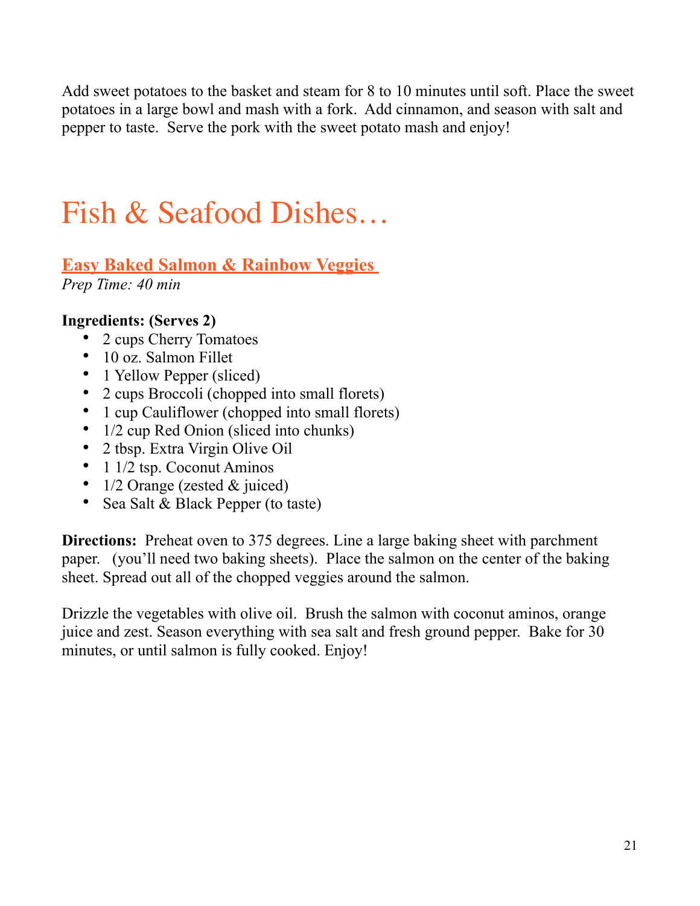Add sweet potatoes to the basket and steam for 8 to 10 minutes until soft. Place the sweet potatoes in a large bowl and mash with a fork. Add cinnamon, and season with salt and pepper to taste. Serve the pork with the sweet potato mash and enjoy!

# Fish & Seafood Dishes…

## Easy Baked Salmon & Rainbow Veggies

*Prep Time: 40 min*

**Ingredients: (Serves 2)**

- 2 cups Cherry Tomatoes
- 10 oz. Salmon Fillet
- 1 Yellow Pepper (sliced)
- 2 cups Broccoli (chopped into small florets)
- 1 cup Cauliflower (chopped into small florets)
- 1/2 cup Red Onion (sliced into chunks)
- 2 tbsp. Extra Virgin Olive Oil
- 1 1/2 tsp. Coconut Aminos
- 1/2 Orange (zested & juiced)
- Sea Salt & Black Pepper (to taste)

**Directions:** Preheat oven to 375 degrees. Line a large baking sheet with parchment paper. (you'll need two baking sheets). Place the salmon on the center of the baking sheet. Spread out all of the chopped veggies around the salmon.

Drizzle the vegetables with olive oil. Brush the salmon with coconut aminos, orange juice and zest. Season everything with sea salt and fresh ground pepper. Bake for 30 minutes, or until salmon is fully cooked. Enjoy!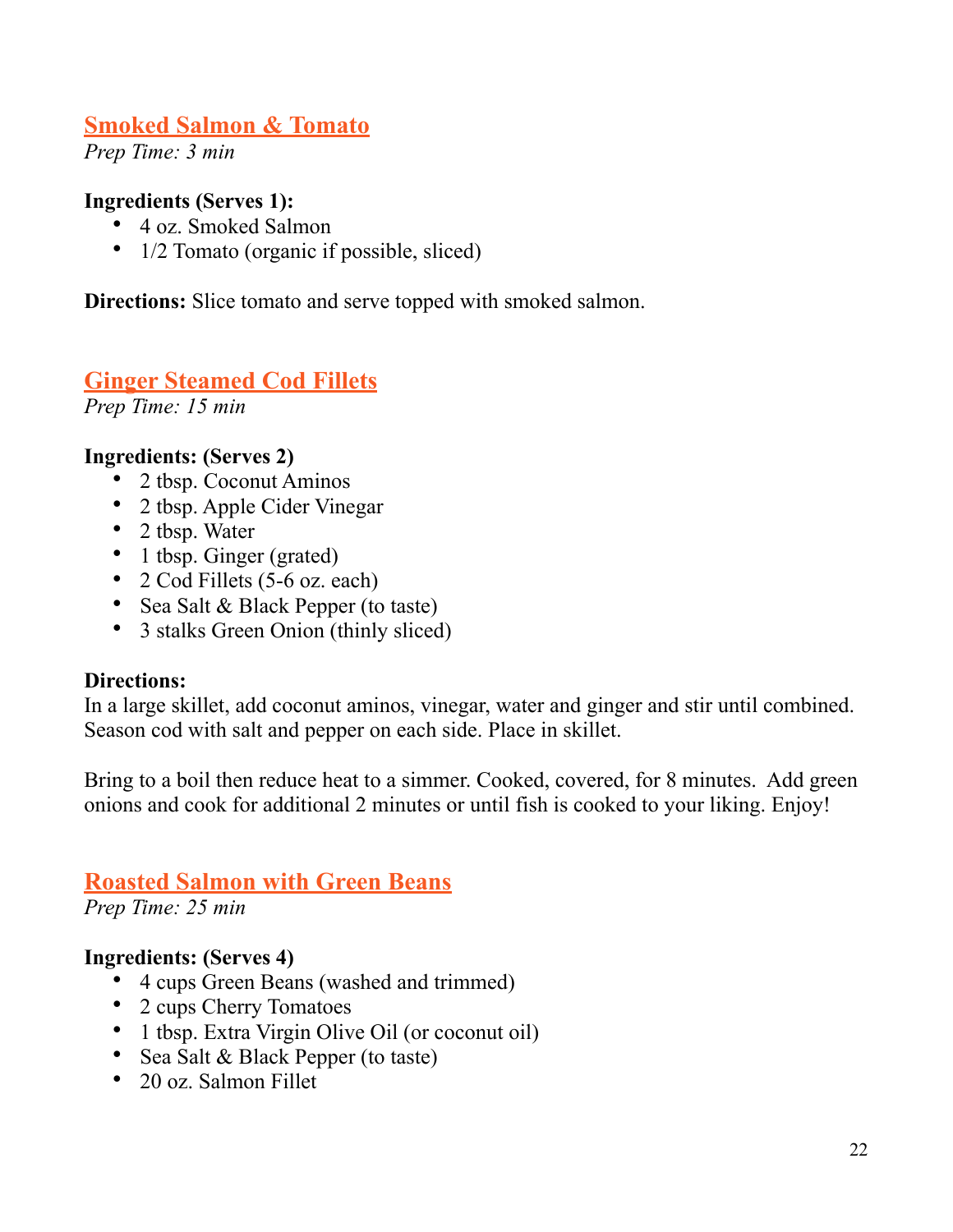## Smoked Salmon & Tomato

*Prep Time: 3 min*

**Ingredients (Serves 1):**

- 4 oz. Smoked Salmon
- 1/2 Tomato (organic if possible, sliced)

**Directions:** Slice tomato and serve topped with smoked salmon.

## Ginger Steamed Cod Fillets

*Prep Time: 15 min*

**Ingredients: (Serves 2)**

- 2 tbsp. Coconut Aminos
- 2 tbsp. Apple Cider Vinegar
- 2 tbsp. Water
- 1 tbsp. Ginger (grated)
- 2 Cod Fillets (5-6 oz. each)
- Sea Salt & Black Pepper (to taste)
- 3 stalks Green Onion (thinly sliced)

**Directions:**

In a large skillet, add coconut aminos, vinegar, water and ginger and stir until combined. Season cod with salt and pepper on each side. Place in skillet.

Bring to a boil then reduce heat to a simmer. Cooked, covered, for 8 minutes. Add green onions and cook for additional 2 minutes or until fish is cooked to your liking. Enjoy!

## Roasted Salmon with Green Beans

*Prep Time: 25 min*

**Ingredients: (Serves 4)**

- 4 cups Green Beans (washed and trimmed)
- 2 cups Cherry Tomatoes
- 1 tbsp. Extra Virgin Olive Oil (or coconut oil)
- Sea Salt & Black Pepper (to taste)
- 20 oz. Salmon Fillet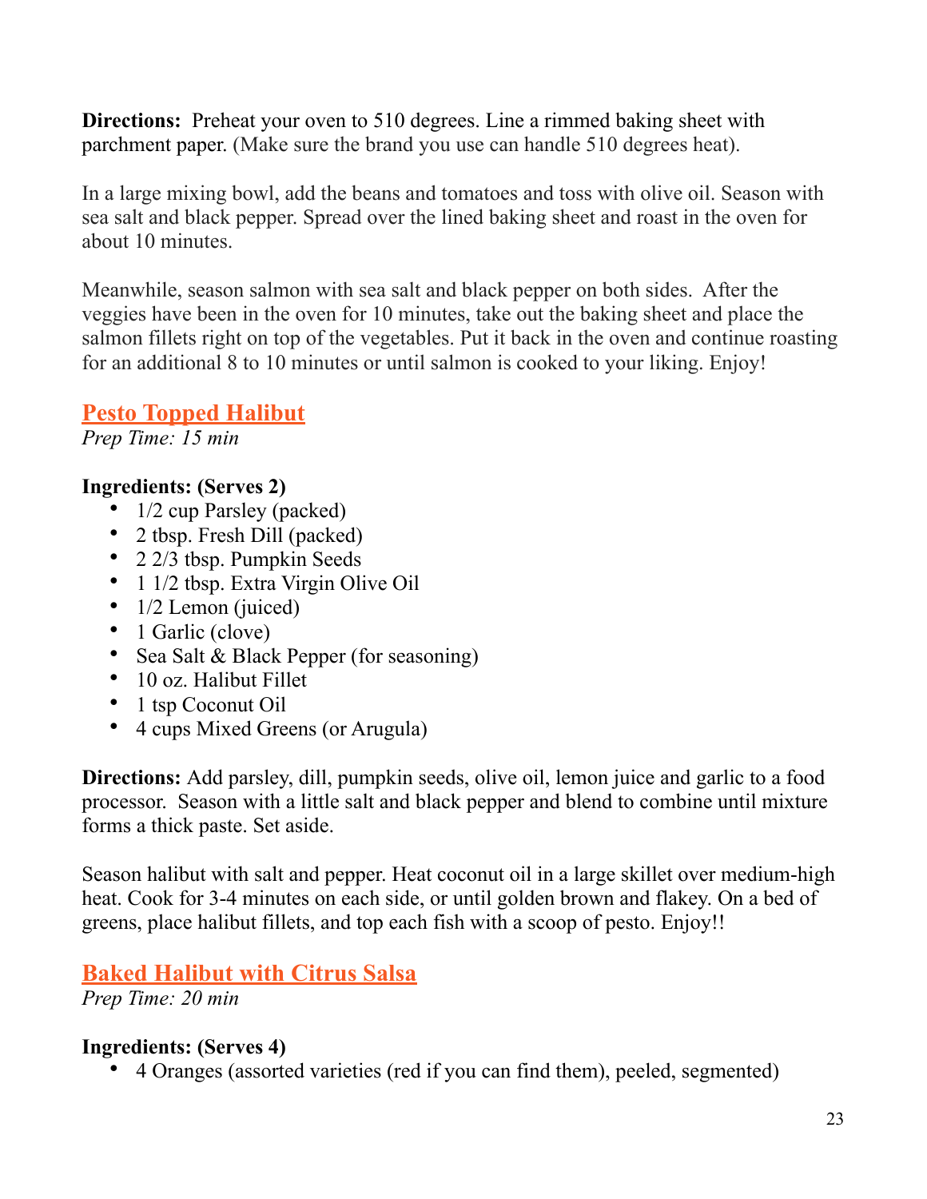**Directions:** Preheat your oven to 510 degrees. Line a rimmed baking sheet with parchment paper. (Make sure the brand you use can handle 510 degrees heat).

In a large mixing bowl, add the beans and tomatoes and toss with olive oil. Season with sea salt and black pepper. Spread over the lined baking sheet and roast in the oven for about 10 minutes.

Meanwhile, season salmon with sea salt and black pepper on both sides. After the veggies have been in the oven for 10 minutes, take out the baking sheet and place the salmon fillets right on top of the vegetables. Put it back in the oven and continue roasting for an additional 8 to 10 minutes or until salmon is cooked to your liking. Enjoy!

## Pesto Topped Halibut

*Prep Time: 15 min*

**Ingredients: (Serves 2)**

- 1/2 cup Parsley (packed)
- 2 tbsp. Fresh Dill (packed)
- 2 2/3 tbsp. Pumpkin Seeds
- 1 1/2 tbsp. Extra Virgin Olive Oil
- 1/2 Lemon (juiced)
- 1 Garlic (clove)
- Sea Salt & Black Pepper (for seasoning)
- 10 oz. Halibut Fillet
- 1 tsp Coconut Oil
- 4 cups Mixed Greens (or Arugula)

**Directions:** Add parsley, dill, pumpkin seeds, olive oil, lemon juice and garlic to a food processor. Season with a little salt and black pepper and blend to combine until mixture forms a thick paste. Set aside.

Season halibut with salt and pepper. Heat coconut oil in a large skillet over medium-high heat. Cook for 3-4 minutes on each side, or until golden brown and flakey. On a bed of greens, place halibut fillets, and top each fish with a scoop of pesto. Enjoy!!

## Baked Halibut with Citrus Salsa

*Prep Time: 20 min*

**Ingredients: (Serves 4)**

- 4 Oranges (assorted varieties (red if you can find them), peeled, segmented)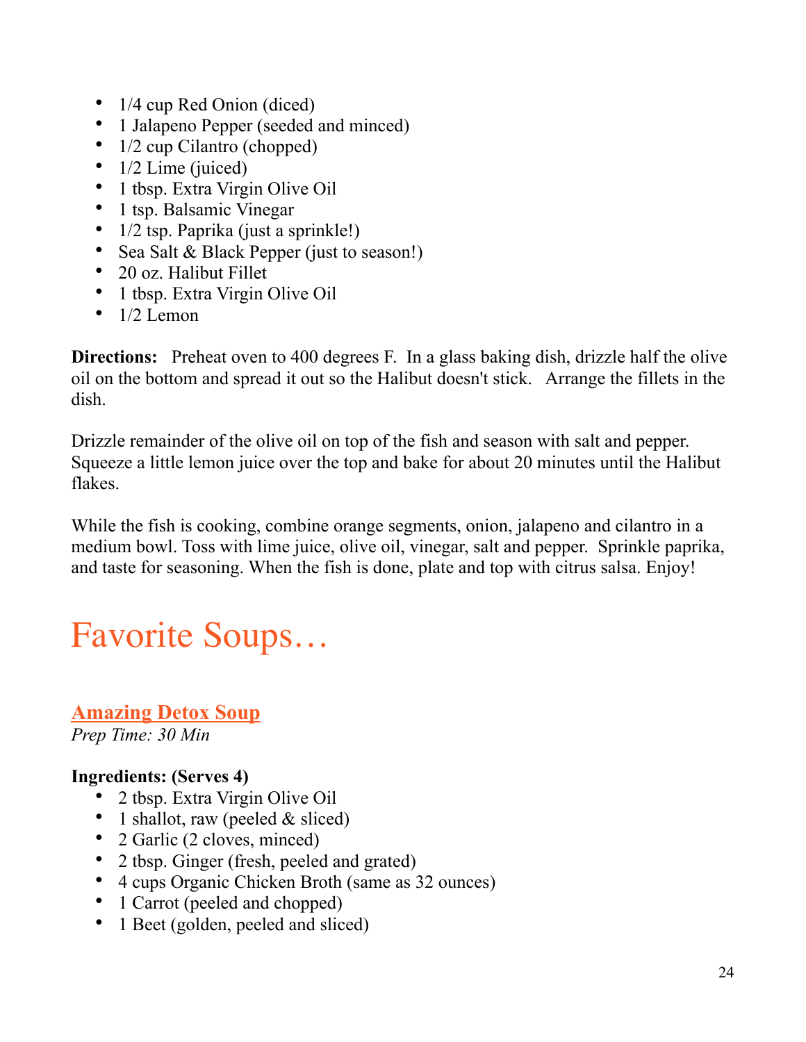- 1/4 cup Red Onion (diced)
- 1 Jalapeno Pepper (seeded and minced)
- 1/2 cup Cilantro (chopped)
- 1/2 Lime (juiced)
- 1 tbsp. Extra Virgin Olive Oil
- 1 tsp. Balsamic Vinegar
- 1/2 tsp. Paprika (just a sprinkle!)
- Sea Salt & Black Pepper (just to season!)
- 20 oz. Halibut Fillet
- 1 tbsp. Extra Virgin Olive Oil
- 1/2 Lemon

**Directions:** Preheat oven to 400 degrees F. In a glass baking dish, drizzle half the olive oil on the bottom and spread it out so the Halibut doesn't stick. Arrange the fillets in the dish.

Drizzle remainder of the olive oil on top of the fish and season with salt and pepper. Squeeze a little lemon juice over the top and bake for about 20 minutes until the Halibut flakes.

While the fish is cooking, combine orange segments, onion, jalapeno and cilantro in a medium bowl. Toss with lime juice, olive oil, vinegar, salt and pepper. Sprinkle paprika, and taste for seasoning. When the fish is done, plate and top with citrus salsa. Enjoy!

# Favorite Soups…

## Amazing Detox Soup

*Prep Time: 30 Min*

**Ingredients: (Serves 4)**

- 2 tbsp. Extra Virgin Olive Oil
- 1 shallot, raw (peeled & sliced)
- 2 Garlic (2 cloves, minced)
- 2 tbsp. Ginger (fresh, peeled and grated)
- 4 cups Organic Chicken Broth (same as 32 ounces)
- 1 Carrot (peeled and chopped)
- 1 Beet (golden, peeled and sliced)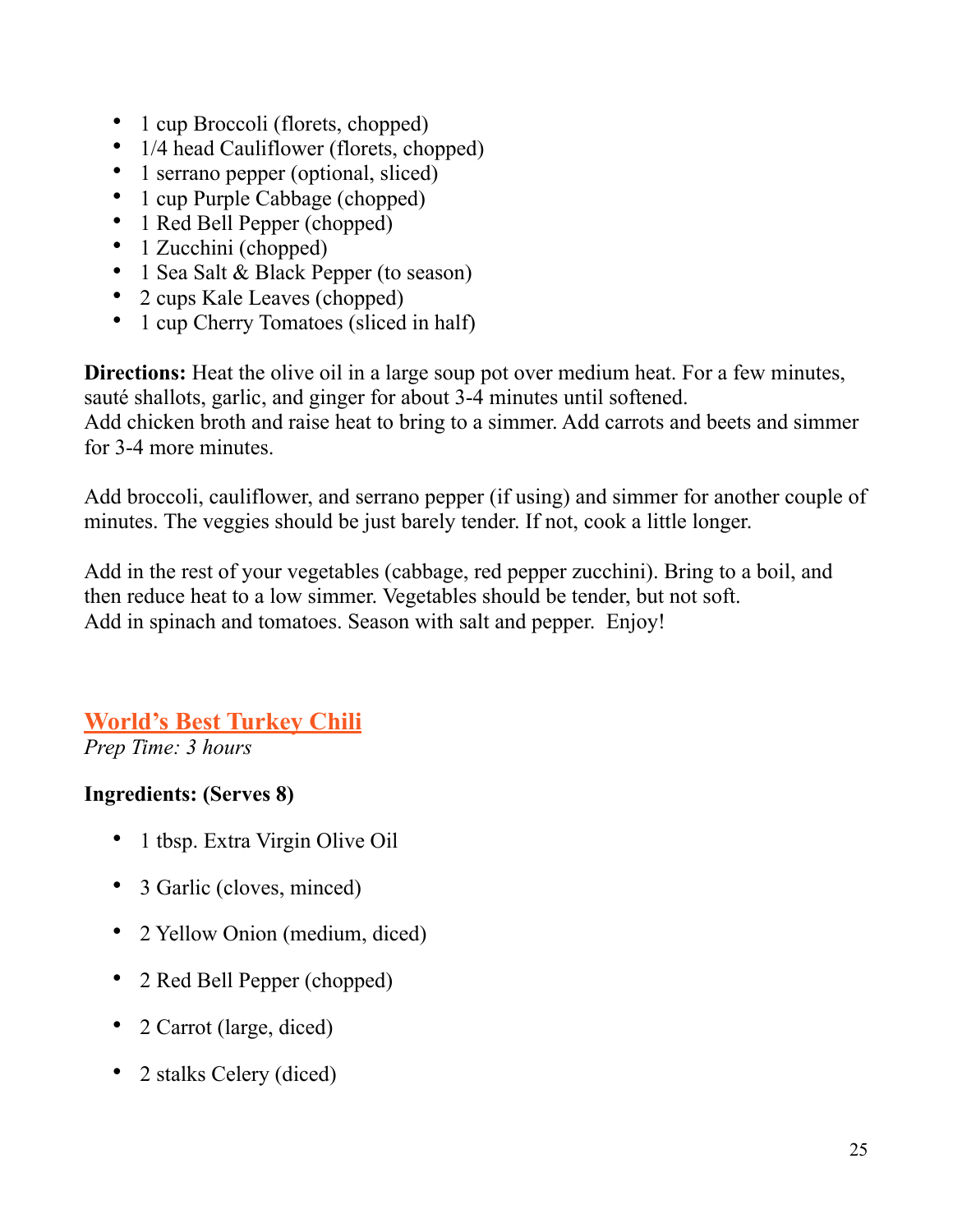- 1 cup Broccoli (florets, chopped)
- 1/4 head Cauliflower (florets, chopped)
- 1 serrano pepper (optional, sliced)
- 1 cup Purple Cabbage (chopped)
- 1 Red Bell Pepper (chopped)
- 1 Zucchini (chopped)
- 1 Sea Salt & Black Pepper (to season)
- 2 cups Kale Leaves (chopped)
- 1 cup Cherry Tomatoes (sliced in half)

**Directions:** Heat the olive oil in a large soup pot over medium heat. For a few minutes, sauté shallots, garlic, and ginger for about 3-4 minutes until softened.
Add chicken broth and raise heat to bring to a simmer. Add carrots and beets and simmer for 3-4 more minutes.

Add broccoli, cauliflower, and serrano pepper (if using) and simmer for another couple of minutes. The veggies should be just barely tender. If not, cook a little longer.

Add in the rest of your vegetables (cabbage, red pepper zucchini). Bring to a boil, and then reduce heat to a low simmer. Vegetables should be tender, but not soft.
Add in spinach and tomatoes. Season with salt and pepper. Enjoy!

## World's Best Turkey Chili

*Prep Time: 3 hours*

**Ingredients: (Serves 8)**

- 1 tbsp. Extra Virgin Olive Oil
- 3 Garlic (cloves, minced)
- 2 Yellow Onion (medium, diced)
- 2 Red Bell Pepper (chopped)
- 2 Carrot (large, diced)
- 2 stalks Celery (diced)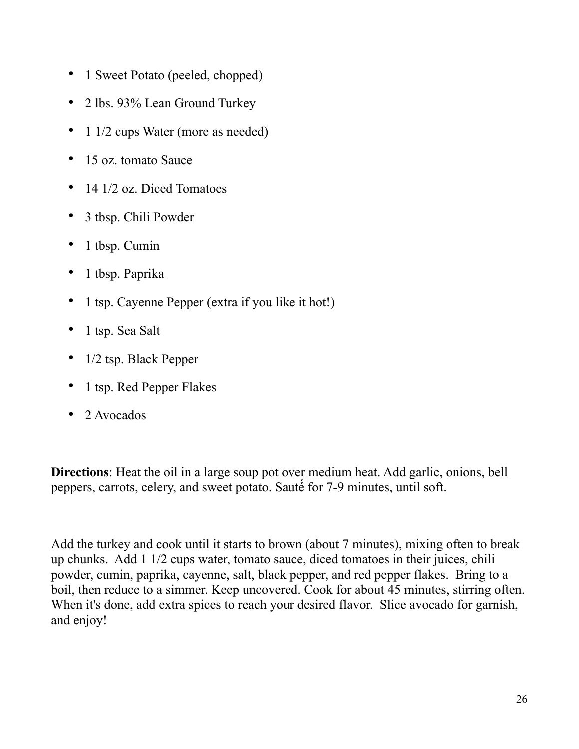- 1 Sweet Potato (peeled, chopped)
- 2 lbs. 93% Lean Ground Turkey
- 1 1/2 cups Water (more as needed)
- 15 oz. tomato Sauce
- 14 1/2 oz. Diced Tomatoes
- 3 tbsp. Chili Powder
- 1 tbsp. Cumin
- 1 tbsp. Paprika
- 1 tsp. Cayenne Pepper (extra if you like it hot!)
- 1 tsp. Sea Salt
- 1/2 tsp. Black Pepper
- 1 tsp. Red Pepper Flakes
- 2 Avocados

**Directions**: Heat the oil in a large soup pot over medium heat. Add garlic, onions, bell peppers, carrots, celery, and sweet potato. Sauté for 7-9 minutes, until soft.

Add the turkey and cook until it starts to brown (about 7 minutes), mixing often to break up chunks. Add 1 1/2 cups water, tomato sauce, diced tomatoes in their juices, chili powder, cumin, paprika, cayenne, salt, black pepper, and red pepper flakes. Bring to a boil, then reduce to a simmer. Keep uncovered. Cook for about 45 minutes, stirring often. When it's done, add extra spices to reach your desired flavor. Slice avocado for garnish, and enjoy!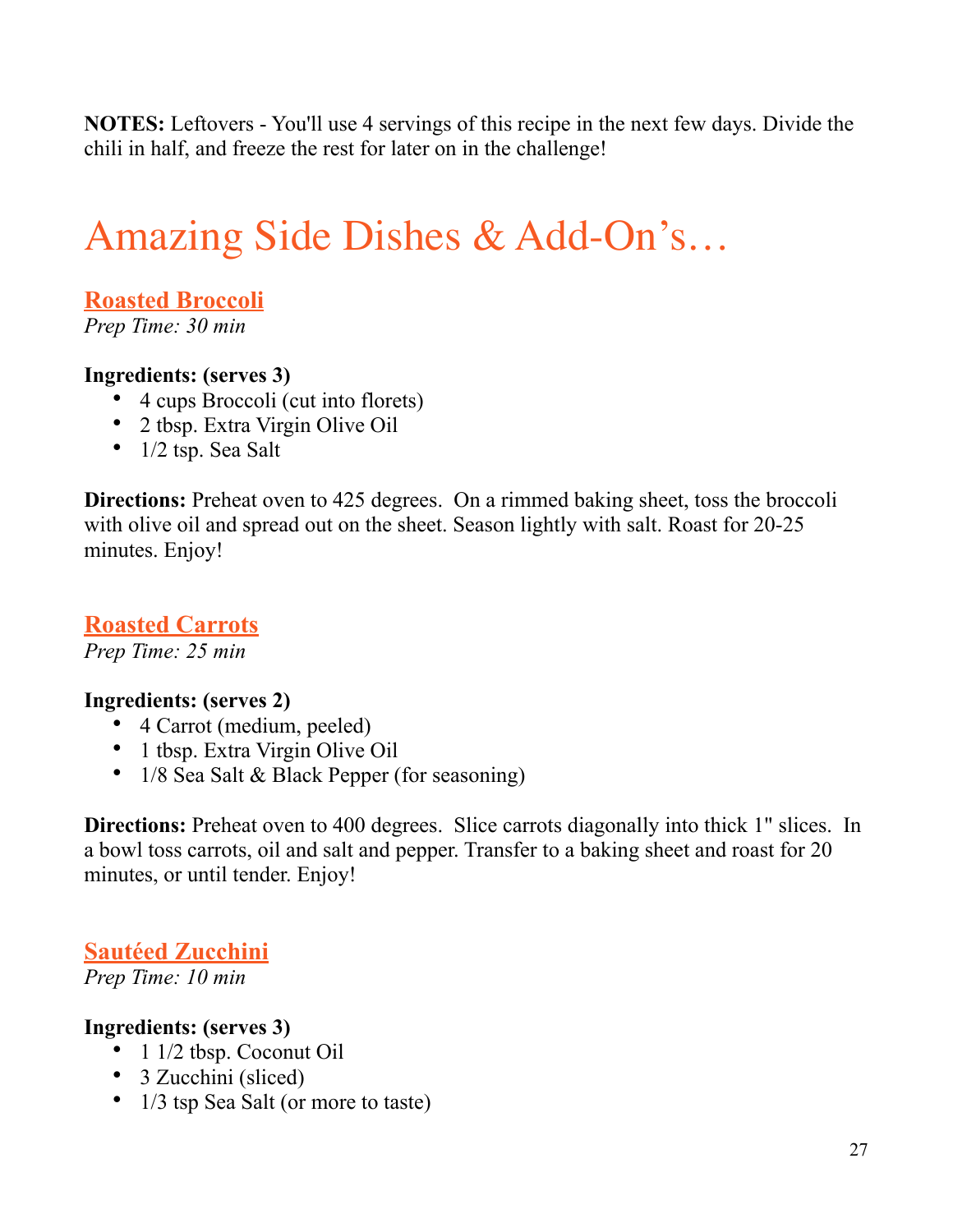**NOTES:** Leftovers - You'll use 4 servings of this recipe in the next few days. Divide the chili in half, and freeze the rest for later on in the challenge!

# Amazing Side Dishes & Add-On's…

## Roasted Broccoli

*Prep Time: 30 min*

**Ingredients: (serves 3)**

- 4 cups Broccoli (cut into florets)
- 2 tbsp. Extra Virgin Olive Oil
- 1/2 tsp. Sea Salt

**Directions:** Preheat oven to 425 degrees. On a rimmed baking sheet, toss the broccoli with olive oil and spread out on the sheet. Season lightly with salt. Roast for 20-25 minutes. Enjoy!

## Roasted Carrots

*Prep Time: 25 min*

**Ingredients: (serves 2)**

- 4 Carrot (medium, peeled)
- 1 tbsp. Extra Virgin Olive Oil
- 1/8 Sea Salt & Black Pepper (for seasoning)

**Directions:** Preheat oven to 400 degrees. Slice carrots diagonally into thick 1" slices. In a bowl toss carrots, oil and salt and pepper. Transfer to a baking sheet and roast for 20 minutes, or until tender. Enjoy!

## Sautéed Zucchini

*Prep Time: 10 min*

**Ingredients: (serves 3)**

- 1 1/2 tbsp. Coconut Oil
- 3 Zucchini (sliced)
- 1/3 tsp Sea Salt (or more to taste)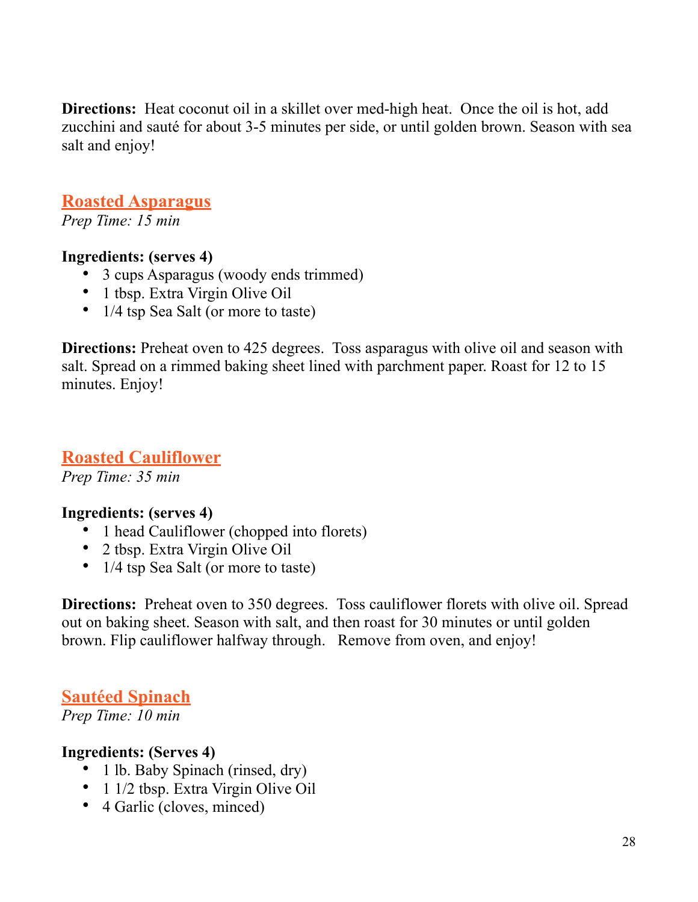**Directions:** Heat coconut oil in a skillet over med-high heat. Once the oil is hot, add zucchini and sauté for about 3-5 minutes per side, or until golden brown. Season with sea salt and enjoy!

## Roasted Asparagus

*Prep Time: 15 min*

**Ingredients: (serves 4)**

- 3 cups Asparagus (woody ends trimmed)
- 1 tbsp. Extra Virgin Olive Oil
- 1/4 tsp Sea Salt (or more to taste)

**Directions:** Preheat oven to 425 degrees. Toss asparagus with olive oil and season with salt. Spread on a rimmed baking sheet lined with parchment paper. Roast for 12 to 15 minutes. Enjoy!

## Roasted Cauliflower

*Prep Time: 35 min*

**Ingredients: (serves 4)**

- 1 head Cauliflower (chopped into florets)
- 2 tbsp. Extra Virgin Olive Oil
- 1/4 tsp Sea Salt (or more to taste)

**Directions:** Preheat oven to 350 degrees. Toss cauliflower florets with olive oil. Spread out on baking sheet. Season with salt, and then roast for 30 minutes or until golden brown. Flip cauliflower halfway through. Remove from oven, and enjoy!

## Sautéed Spinach

*Prep Time: 10 min*

**Ingredients: (Serves 4)**

- 1 lb. Baby Spinach (rinsed, dry)
- 1 1/2 tbsp. Extra Virgin Olive Oil
- 4 Garlic (cloves, minced)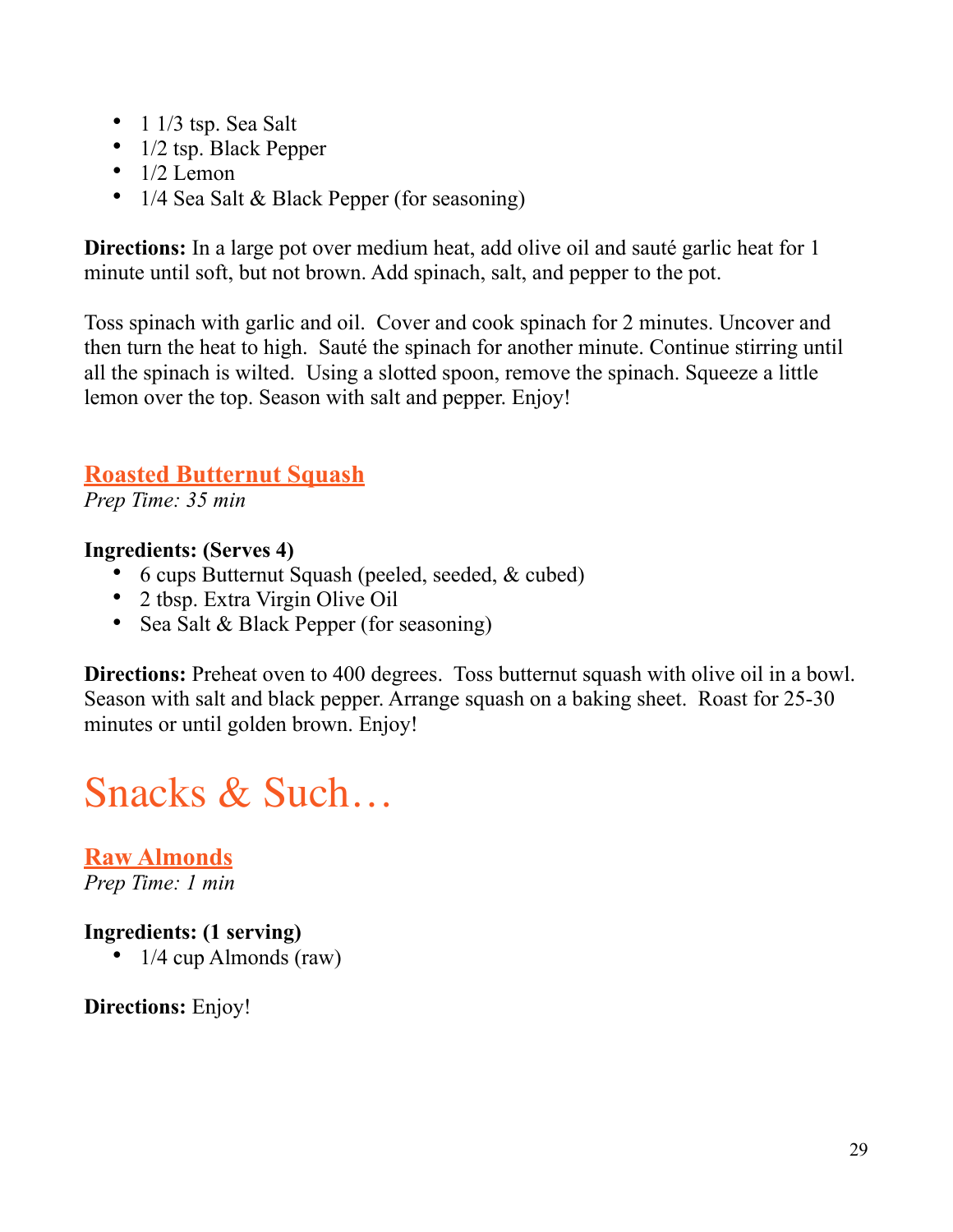- 1 1/3 tsp. Sea Salt
- 1/2 tsp. Black Pepper
- 1/2 Lemon
- 1/4 Sea Salt & Black Pepper (for seasoning)

**Directions:** In a large pot over medium heat, add olive oil and sauté garlic heat for 1 minute until soft, but not brown. Add spinach, salt, and pepper to the pot.

Toss spinach with garlic and oil. Cover and cook spinach for 2 minutes. Uncover and then turn the heat to high. Sauté the spinach for another minute. Continue stirring until all the spinach is wilted. Using a slotted spoon, remove the spinach. Squeeze a little lemon over the top. Season with salt and pepper. Enjoy!

### Roasted Butternut Squash

*Prep Time: 35 min*

**Ingredients: (Serves 4)**

- 6 cups Butternut Squash (peeled, seeded, & cubed)
- 2 tbsp. Extra Virgin Olive Oil
- Sea Salt & Black Pepper (for seasoning)

**Directions:** Preheat oven to 400 degrees. Toss butternut squash with olive oil in a bowl. Season with salt and black pepper. Arrange squash on a baking sheet. Roast for 25-30 minutes or until golden brown. Enjoy!

# Snacks & Such…

### Raw Almonds

*Prep Time: 1 min*

**Ingredients: (1 serving)**

- 1/4 cup Almonds (raw)

**Directions:** Enjoy!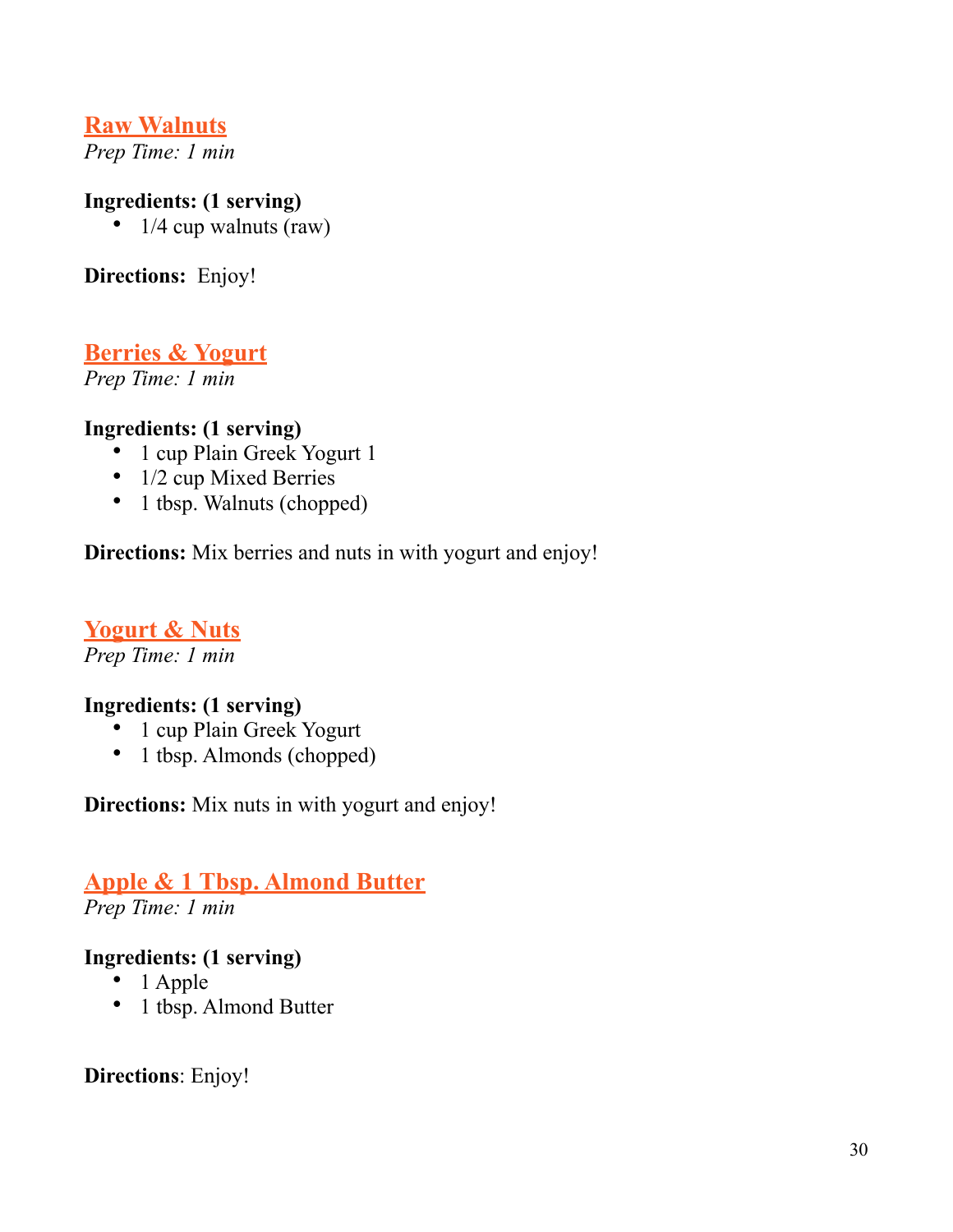## Raw Walnuts

*Prep Time: 1 min*

**Ingredients: (1 serving)**

- 1/4 cup walnuts (raw)

**Directions:** Enjoy!

## Berries & Yogurt

*Prep Time: 1 min*

**Ingredients: (1 serving)**

- 1 cup Plain Greek Yogurt 1
- 1/2 cup Mixed Berries
- 1 tbsp. Walnuts (chopped)

**Directions:** Mix berries and nuts in with yogurt and enjoy!

## Yogurt & Nuts

*Prep Time: 1 min*

**Ingredients: (1 serving)**

- 1 cup Plain Greek Yogurt
- 1 tbsp. Almonds (chopped)

**Directions:** Mix nuts in with yogurt and enjoy!

## Apple & 1 Tbsp. Almond Butter

*Prep Time: 1 min*

**Ingredients: (1 serving)**

- 1 Apple
- 1 tbsp. Almond Butter

**Directions**: Enjoy!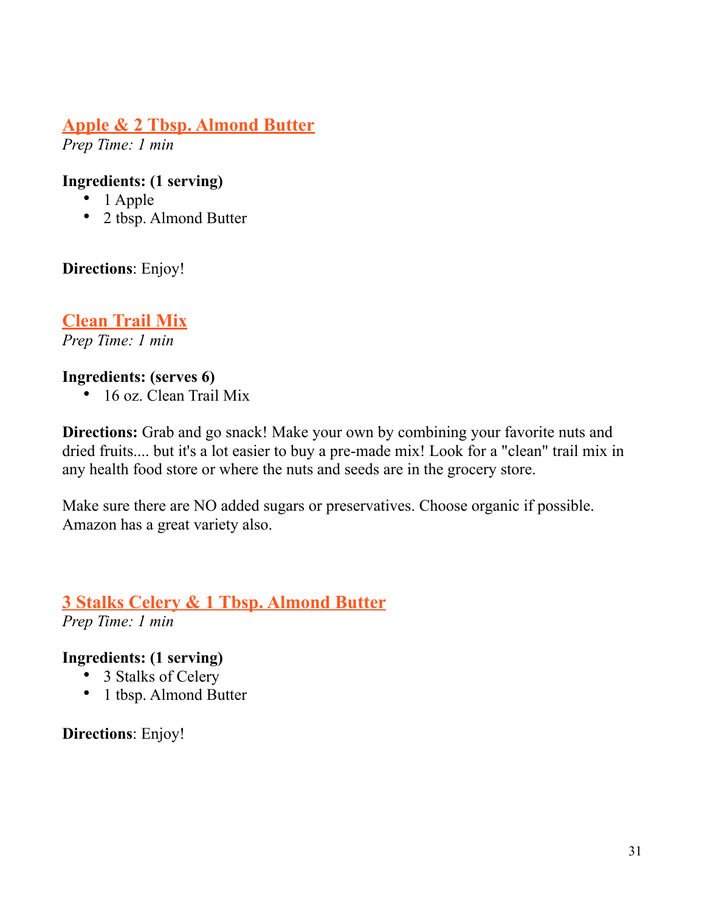## Apple & 2 Tbsp. Almond Butter

*Prep Time: 1 min*

**Ingredients: (1 serving)**

- 1 Apple
- 2 tbsp. Almond Butter

**Directions**: Enjoy!

## Clean Trail Mix

*Prep Time: 1 min*

**Ingredients: (serves 6)**

- 16 oz. Clean Trail Mix

**Directions:** Grab and go snack! Make your own by combining your favorite nuts and dried fruits.... but it's a lot easier to buy a pre-made mix! Look for a "clean" trail mix in any health food store or where the nuts and seeds are in the grocery store.

Make sure there are NO added sugars or preservatives. Choose organic if possible. Amazon has a great variety also.

## 3 Stalks Celery & 1 Tbsp. Almond Butter

*Prep Time: 1 min*

**Ingredients: (1 serving)**

- 3 Stalks of Celery
- 1 tbsp. Almond Butter

**Directions**: Enjoy!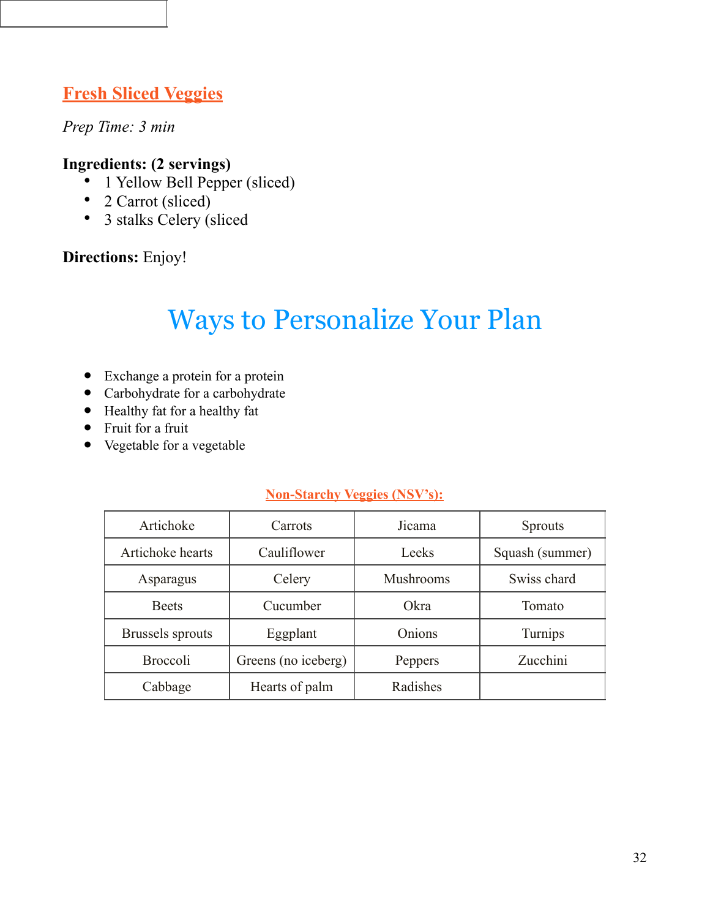## Fresh Sliced Veggies

*Prep Time: 3 min*

**Ingredients: (2 servings)**
- 1 Yellow Bell Pepper (sliced)
- 2 Carrot (sliced)
- 3 stalks Celery (sliced

**Directions:** Enjoy!

# Ways to Personalize Your Plan

- Exchange a protein for a protein
- Carbohydrate for a carbohydrate
- Healthy fat for a healthy fat
- Fruit for a fruit
- Vegetable for a vegetable

### Non-Starchy Veggies (NSV's):

| | | | |
|---|---|---|---|
| Artichoke | Carrots | Jicama | Sprouts |
| Artichoke hearts | Cauliflower | Leeks | Squash (summer) |
| Asparagus | Celery | Mushrooms | Swiss chard |
| Beets | Cucumber | Okra | Tomato |
| Brussels sprouts | Eggplant | Onions | Turnips |
| Broccoli | Greens (no iceberg) | Peppers | Zucchini |
| Cabbage | Hearts of palm | Radishes | |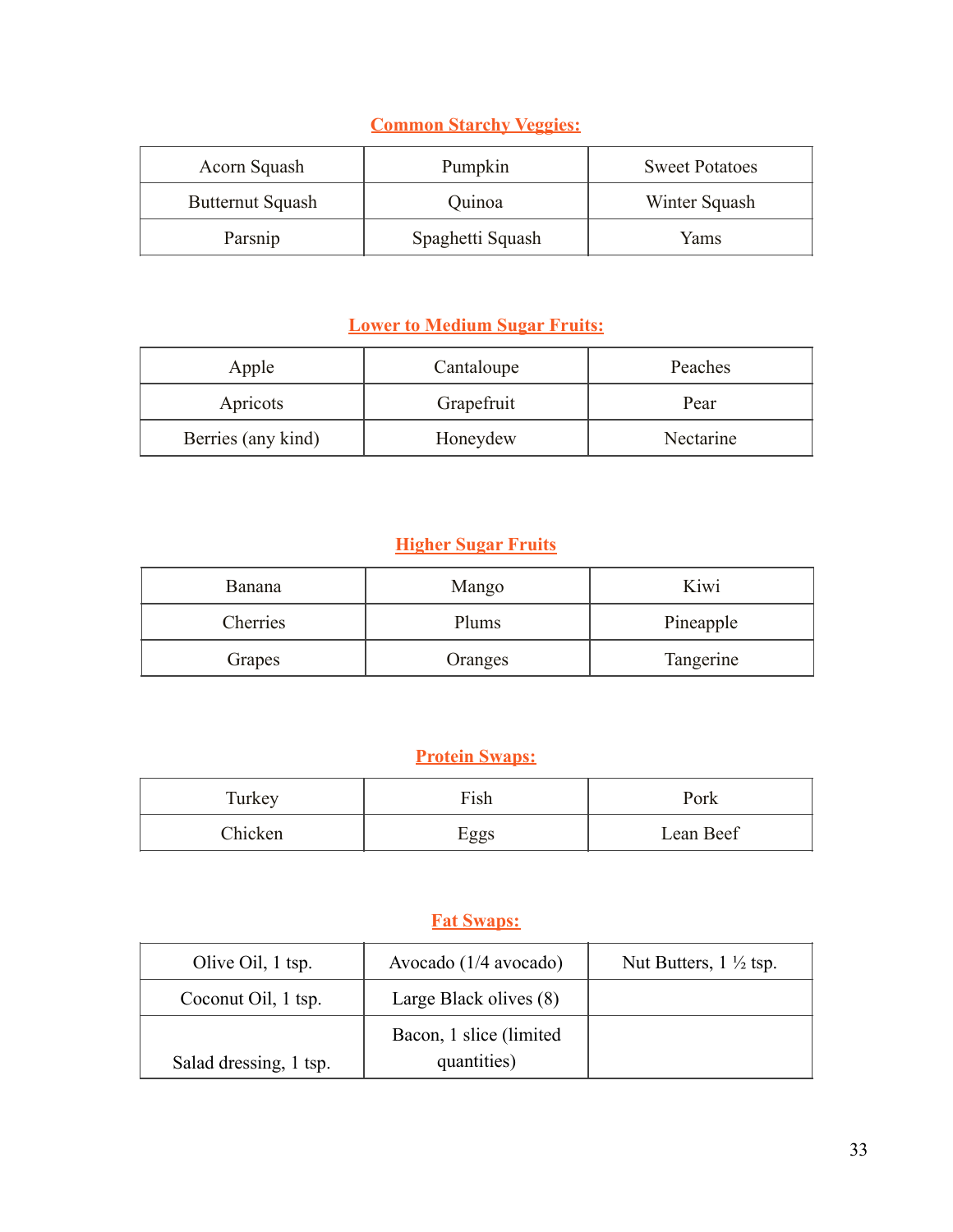## Common Starchy Veggies:

| | | |
|---|---|---|
| Acorn Squash | Pumpkin | Sweet Potatoes |
| Butternut Squash | Quinoa | Winter Squash |
| Parsnip | Spaghetti Squash | Yams |

## Lower to Medium Sugar Fruits:

| | | |
|---|---|---|
| Apple | Cantaloupe | Peaches |
| Apricots | Grapefruit | Pear |
| Berries (any kind) | Honeydew | Nectarine |

## Higher Sugar Fruits

| | | |
|---|---|---|
| Banana | Mango | Kiwi |
| Cherries | Plums | Pineapple |
| Grapes | Oranges | Tangerine |

## Protein Swaps:

| | | |
|---|---|---|
| Turkey | Fish | Pork |
| Chicken | Eggs | Lean Beef |

## Fat Swaps:

| | | |
|---|---|---|
| Olive Oil, 1 tsp. | Avocado (1/4 avocado) | Nut Butters, 1 ½ tsp. |
| Coconut Oil, 1 tsp. | Large Black olives (8) | |
| Salad dressing, 1 tsp. | Bacon, 1 slice (limited quantities) | |